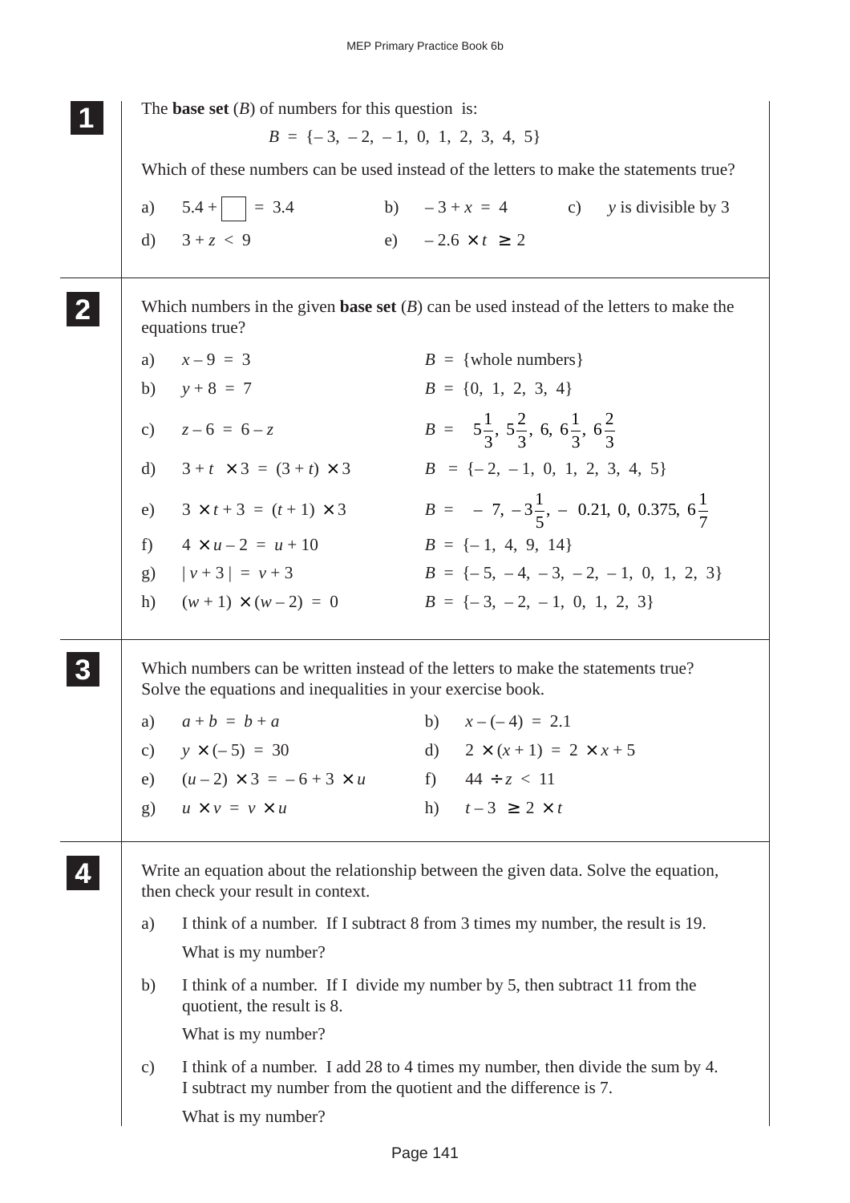## 1

The **base set** ($B$) of numbers for this question is:

$$B = \{-3,\ -2,\ -1,\ 0,\ 1,\ 2,\ 3,\ 4,\ 5\}$$

Which of these numbers can be used instead of the letters to make the statements true?

a) $5.4 + \square = 3.4$

b) $-3 + x = 4$

c) $y$ is divisible by 3

d) $3 + z < 9$

e) $-2.6 \times t \geq 2$

## 2

Which numbers in the given **base set** ($B$) can be used instead of the letters to make the equations true?

a) $x - 9 = 3$ — $B = \{\text{whole numbers}\}$

b) $y + 8 = 7$ — $B = \{0,\ 1,\ 2,\ 3,\ 4\}$

c) $z - 6 = 6 - z$ — $B = \left\{5\frac{1}{3},\ 5\frac{2}{3},\ 6,\ 6\frac{1}{3},\ 6\frac{2}{3}\right\}$

d) $3 + t \times 3 = (3 + t) \times 3$ — $B = \{-2,\ -1,\ 0,\ 1,\ 2,\ 3,\ 4,\ 5\}$

e) $3 \times t + 3 = (t + 1) \times 3$ — $B = \left\{-7,\ -3\frac{1}{5},\ -0.21,\ 0,\ 0.375,\ 6\frac{1}{7}\right\}$

f) $4 \times u - 2 = u + 10$ — $B = \{-1,\ 4,\ 9,\ 14\}$

g) $|v + 3| = v + 3$ — $B = \{-5,\ -4,\ -3,\ -2,\ -1,\ 0,\ 1,\ 2,\ 3\}$

h) $(w + 1) \times (w - 2) = 0$ — $B = \{-3,\ -2,\ -1,\ 0,\ 1,\ 2,\ 3\}$

## 3

Which numbers can be written instead of the letters to make the statements true? Solve the equations and inequalities in your exercise book.

a) $a + b = b + a$

b) $x - (-4) = 2.1$

c) $y \times (-5) = 30$

d) $2 \times (x + 1) = 2 \times x + 5$

e) $(u - 2) \times 3 = -6 + 3 \times u$

f) $44 \div z < 11$

g) $u \times v = v \times u$

h) $t - 3 \geq 2 \times t$

## 4

Write an equation about the relationship between the given data. Solve the equation, then check your result in context.

a) I think of a number. If I subtract 8 from 3 times my number, the result is 19.

What is my number?

b) I think of a number. If I divide my number by 5, then subtract 11 from the quotient, the result is 8.

What is my number?

c) I think of a number. I add 28 to 4 times my number, then divide the sum by 4. I subtract my number from the quotient and the difference is 7.

What is my number?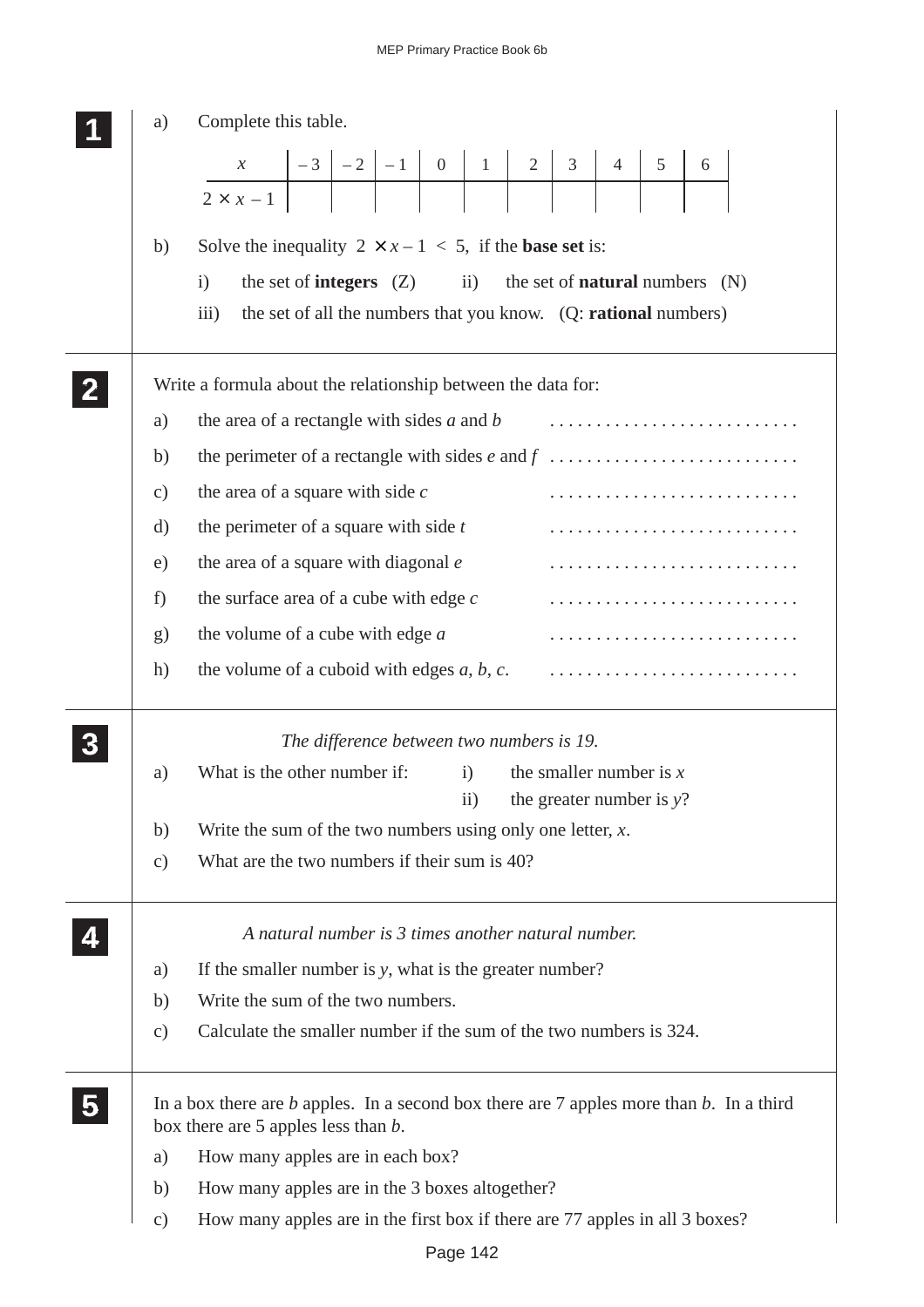**1**

a) Complete this table.

| $x$ | $-3$ | $-2$ | $-1$ | $0$ | $1$ | $2$ | $3$ | $4$ | $5$ | $6$ |
|---|---|---|---|---|---|---|---|---|---|---|
| $2 \times x - 1$ | | | | | | | | | | |

b) Solve the inequality $2 \times x - 1 < 5$, if the **base set** is:

i) the set of **integers** (Z) ii) the set of **natural** numbers (N)

iii) the set of all the numbers that you know. (Q: **rational** numbers)

**2**

Write a formula about the relationship between the data for:

a) the area of a rectangle with sides $a$ and $b$ . . . . . . . . . . . . . . . . . . . . . . . . . .

b) the perimeter of a rectangle with sides $e$ and $f$ . . . . . . . . . . . . . . . . . . . . . . . . . .

c) the area of a square with side $c$ . . . . . . . . . . . . . . . . . . . . . . . . . .

d) the perimeter of a square with side $t$ . . . . . . . . . . . . . . . . . . . . . . . . . .

e) the area of a square with diagonal $e$ . . . . . . . . . . . . . . . . . . . . . . . . . .

f) the surface area of a cube with edge $c$ . . . . . . . . . . . . . . . . . . . . . . . . . .

g) the volume of a cube with edge $a$ . . . . . . . . . . . . . . . . . . . . . . . . . .

h) the volume of a cuboid with edges $a$, $b$, $c$. . . . . . . . . . . . . . . . . . . . . . . . . . .

**3**

*The difference between two numbers is 19.*

a) What is the other number if: i) the smaller number is $x$

ii) the greater number is $y$?

b) Write the sum of the two numbers using only one letter, $x$.

c) What are the two numbers if their sum is 40?

**4**

*A natural number is 3 times another natural number.*

a) If the smaller number is $y$, what is the greater number?

b) Write the sum of the two numbers.

c) Calculate the smaller number if the sum of the two numbers is 324.

**5**

In a box there are $b$ apples. In a second box there are 7 apples more than $b$. In a third box there are 5 apples less than $b$.

a) How many apples are in each box?

b) How many apples are in the 3 boxes altogether?

c) How many apples are in the first box if there are 77 apples in all 3 boxes?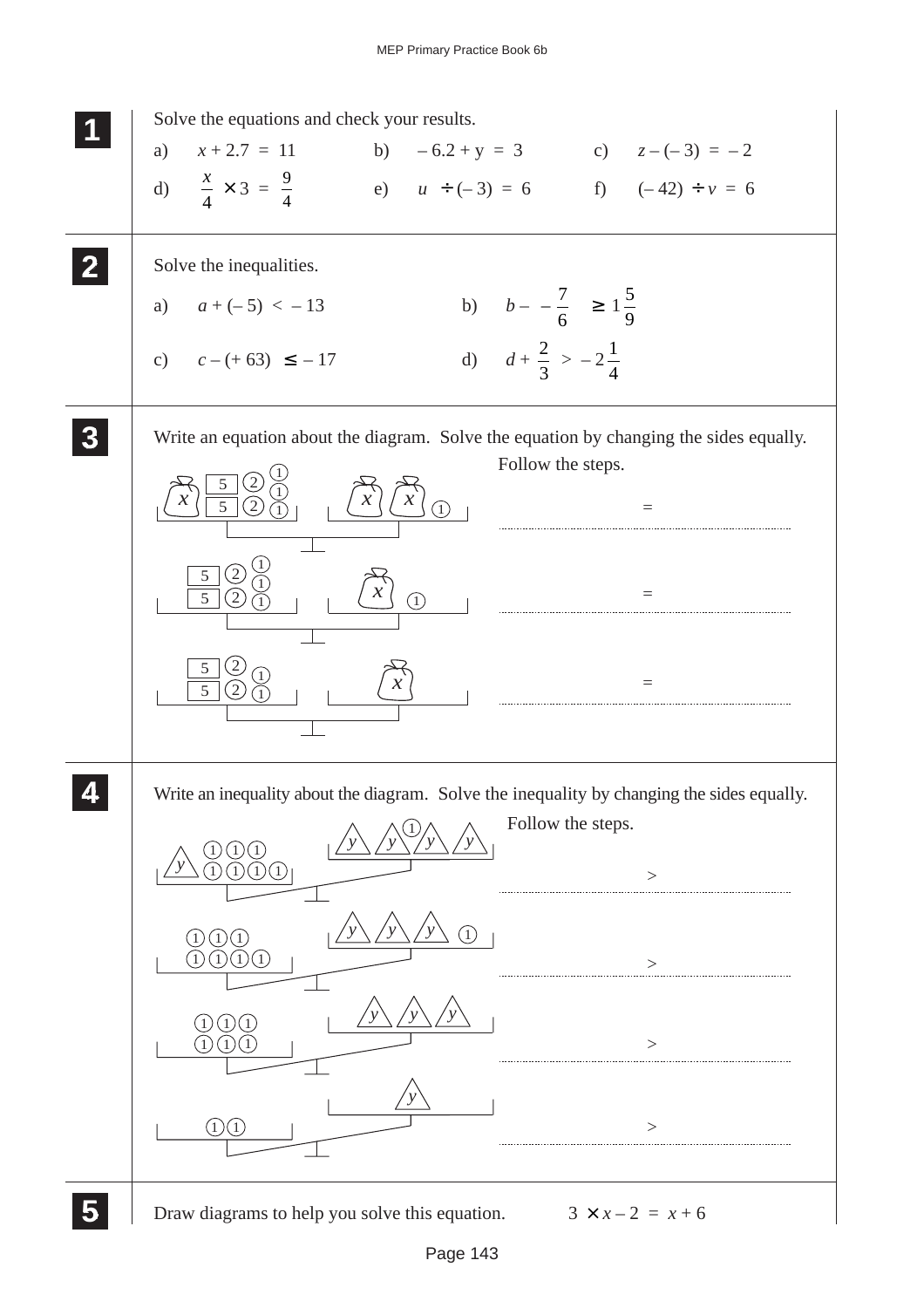**1** Solve the equations and check your results.

a) $x + 2.7 = 11$ b) $-6.2 + y = 3$ c) $z - (-3) = -2$

d) $\frac{x}{4} \times 3 = \frac{9}{4}$ e) $u \div (-3) = 6$ f) $(-42) \div v = 6$

**2** Solve the inequalities.

a) $a + (-5) < -13$ b) $b - \left(-\frac{7}{6}\right) \geq 1\frac{5}{9}$

c) $c - (+63) \leq -17$ d) $d + \frac{2}{3} > -2\frac{1}{4}$

**3** Write an equation about the diagram. Solve the equation by changing the sides equally. Follow the steps.

.................... = ....................

.................... = ....................

.................... = ....................

**4** Write an inequality about the diagram. Solve the inequality by changing the sides equally. Follow the steps.

.................... > ....................

.................... > ....................

.................... > ....................

.................... > ....................

**5** Draw diagrams to help you solve this equation. $3 \times x - 2 = x + 6$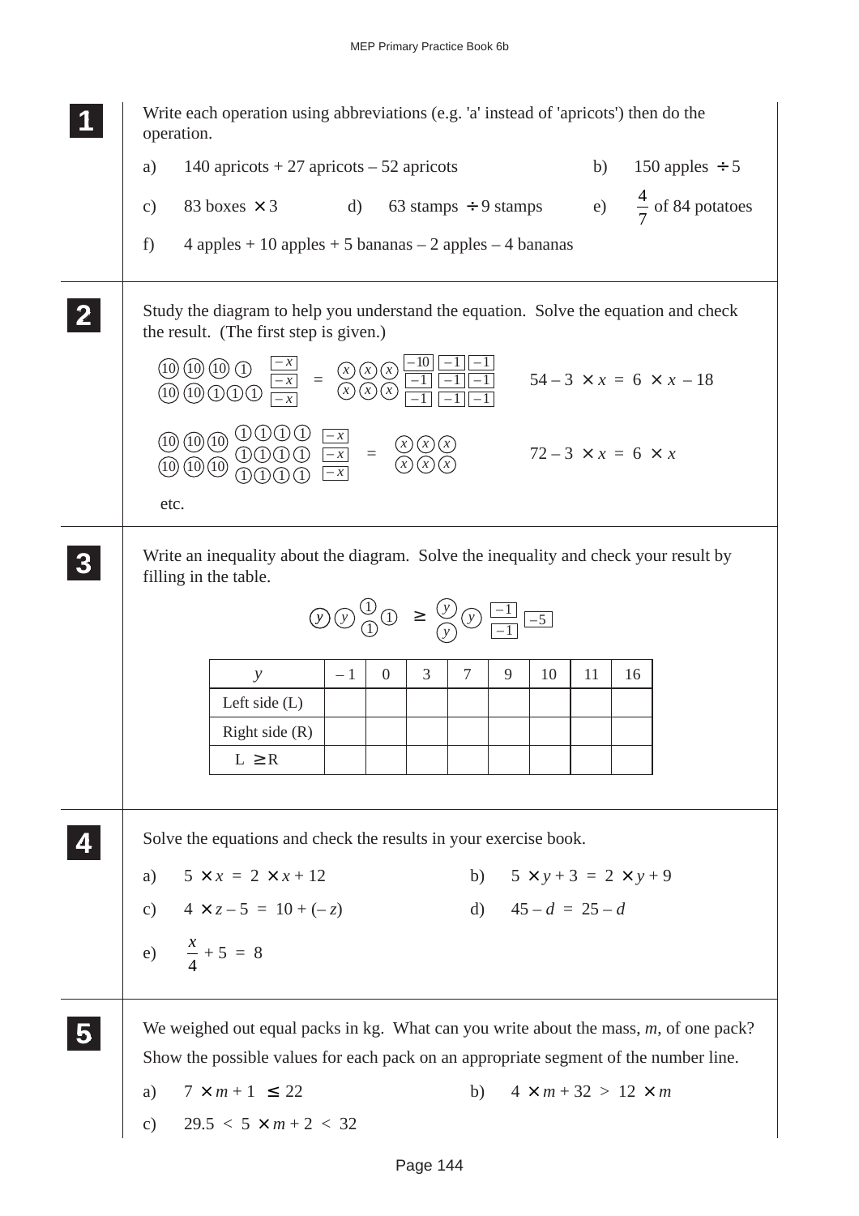**1** Write each operation using abbreviations (e.g. 'a' instead of 'apricots') then do the operation.

a) 140 apricots + 27 apricots – 52 apricots

b) 150 apples $\div$ 5

c) 83 boxes $\times$ 3

d) 63 stamps $\div$ 9 stamps

e) $\frac{4}{7}$ of 84 potatoes

f) 4 apples + 10 apples + 5 bananas – 2 apples – 4 bananas

**2** Study the diagram to help you understand the equation. Solve the equation and check the result. (The first step is given.)

(10)(10)(10)(1) (10)(10)(1)(1)(1) [$-x$][$-x$][$-x$] = ($x$)($x$)($x$) ($x$)($x$)($x$) [$-10$][$-1$][$-1$][$-1$][$-1$][$-1$][$-1$][$-1$][$-1$] $\quad 54 - 3 \times x = 6 \times x - 18$

(10)(10)(10) (10)(10)(10) (1)(1)(1)(1) (1)(1)(1)(1) (1)(1)(1)(1) [$-x$][$-x$][$-x$] = ($x$)($x$)($x$) ($x$)($x$)($x$) $\quad 72 - 3 \times x = 6 \times x$

etc.

**3** Write an inequality about the diagram. Solve the inequality and check your result by filling in the table.

($y$)($y$)(1)(1)(1) $\geq$ ($y$)($y$)($y$) [$-1$][$-1$][$-5$]

| $y$ | – 1 | 0 | 3 | 7 | 9 | 10 | 11 | 16 |
|---|---|---|---|---|---|---|---|---|
| Left side (L) | | | | | | | | |
| Right side (R) | | | | | | | | |
| L $\geq$ R | | | | | | | | |

**4** Solve the equations and check the results in your exercise book.

a) $5 \times x = 2 \times x + 12$

b) $5 \times y + 3 = 2 \times y + 9$

c) $4 \times z - 5 = 10 + (-z)$

d) $45 - d = 25 - d$

e) $\frac{x}{4} + 5 = 8$

**5** We weighed out equal packs in kg. What can you write about the mass, $m$, of one pack? Show the possible values for each pack on an appropriate segment of the number line.

a) $7 \times m + 1 \leq 22$

b) $4 \times m + 32 > 12 \times m$

c) $29.5 < 5 \times m + 2 < 32$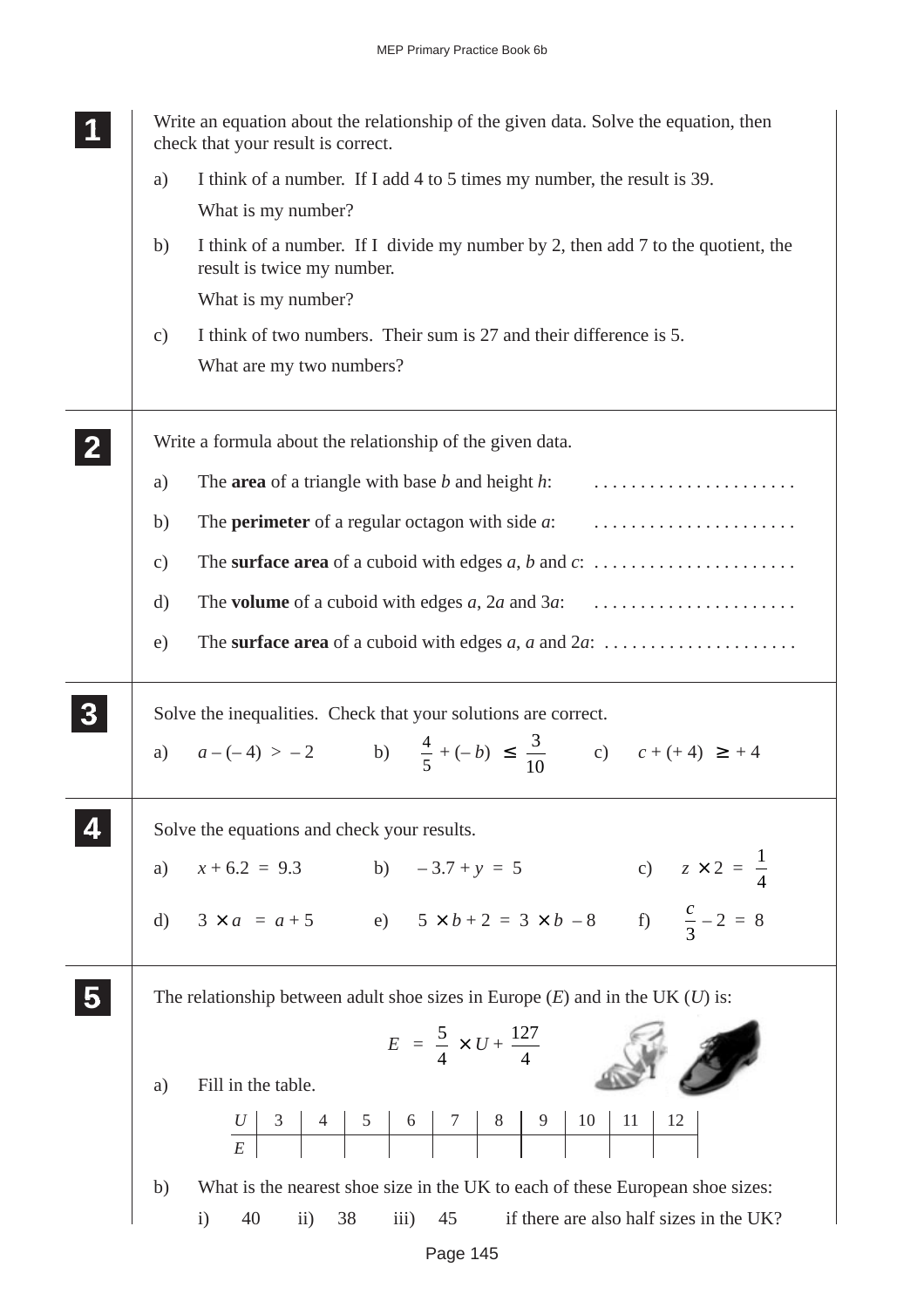**1** Write an equation about the relationship of the given data. Solve the equation, then check that your result is correct.

a) I think of a number. If I add 4 to 5 times my number, the result is 39.

What is my number?

b) I think of a number. If I divide my number by 2, then add 7 to the quotient, the result is twice my number.

What is my number?

c) I think of two numbers. Their sum is 27 and their difference is 5.

What are my two numbers?

---

**2** Write a formula about the relationship of the given data.

a) The **area** of a triangle with base $b$ and height $h$: . . . . . . . . . . . . . . . . . . . . . .

b) The **perimeter** of a regular octagon with side $a$: . . . . . . . . . . . . . . . . . . . . . .

c) The **surface area** of a cuboid with edges $a$, $b$ and $c$: . . . . . . . . . . . . . . . . . . . . . .

d) The **volume** of a cuboid with edges $a$, $2a$ and $3a$: . . . . . . . . . . . . . . . . . . . . . .

e) The **surface area** of a cuboid with edges $a$, $a$ and $2a$: . . . . . . . . . . . . . . . . . . . . . .

---

**3** Solve the inequalities. Check that your solutions are correct.

a) $a - (-4) > -2$  b) $\frac{4}{5} + (-b) \leq \frac{3}{10}$  c) $c + (+4) \geq +4$

---

**4** Solve the equations and check your results.

a) $x + 6.2 = 9.3$  b) $-3.7 + y = 5$  c) $z \times 2 = \frac{1}{4}$

d) $3 \times a = a + 5$  e) $5 \times b + 2 = 3 \times b - 8$  f) $\frac{c}{3} - 2 = 8$

---

**5** The relationship between adult shoe sizes in Europe ($E$) and in the UK ($U$) is:

$$E = \frac{5}{4} \times U + \frac{127}{4}$$

a) Fill in the table.

| $U$ | 3 | 4 | 5 | 6 | 7 | 8 | 9 | 10 | 11 | 12 |
|---|---|---|---|---|---|---|---|---|---|---|
| $E$ | | | | | | | | | | |

b) What is the nearest shoe size in the UK to each of these European shoe sizes:

i) 40  ii) 38  iii) 45  if there are also half sizes in the UK?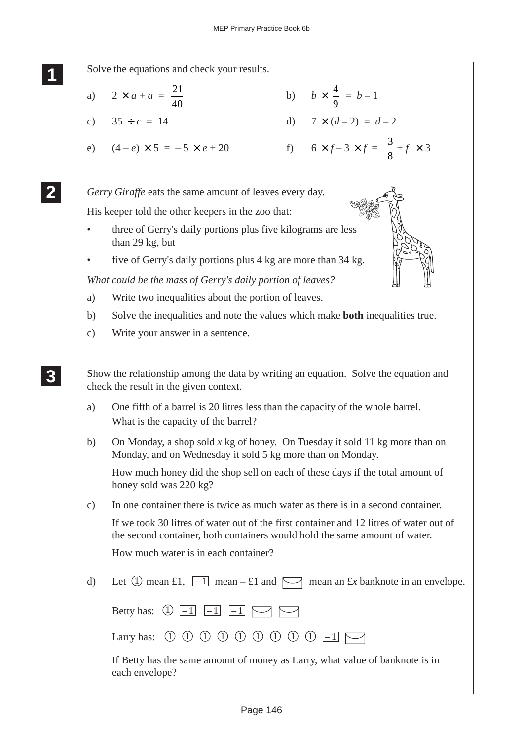## 1

Solve the equations and check your results.

a) $2 \times a + a = \frac{21}{40}$

b) $b \times \frac{4}{9} = b - 1$

c) $35 \div c = 14$

d) $7 \times (d - 2) = d - 2$

e) $(4 - e) \times 5 = -5 \times e + 20$

f) $6 \times f - 3 \times f = \frac{3}{8} + f \times 3$

## 2

*Gerry Giraffe* eats the same amount of leaves every day.

His keeper told the other keepers in the zoo that:

- three of Gerry's daily portions plus five kilograms are less than 29 kg, but
- five of Gerry's daily portions plus 4 kg are more than 34 kg.

*What could be the mass of Gerry's daily portion of leaves?*

a) Write two inequalities about the portion of leaves.

b) Solve the inequalities and note the values which make **both** inequalities true.

c) Write your answer in a sentence.

## 3

Show the relationship among the data by writing an equation. Solve the equation and check the result in the given context.

a) One fifth of a barrel is 20 litres less than the capacity of the whole barrel. What is the capacity of the barrel?

b) On Monday, a shop sold $x$ kg of honey. On Tuesday it sold 11 kg more than on Monday, and on Wednesday it sold 5 kg more than on Monday.

How much honey did the shop sell on each of these days if the total amount of honey sold was 220 kg?

c) In one container there is twice as much water as there is in a second container.

If we took 30 litres of water out of the first container and 12 litres of water out of the second container, both containers would hold the same amount of water.

How much water is in each container?

d) Let ① mean £1, [–1] mean – £1 and [envelope] mean an £$x$ banknote in an envelope.

Betty has: ① [–1] [–1] [–1] [envelope] [envelope]

Larry has: ① ① ① ① ① ① ① ① ① [–1] [envelope]

If Betty has the same amount of money as Larry, what value of banknote is in each envelope?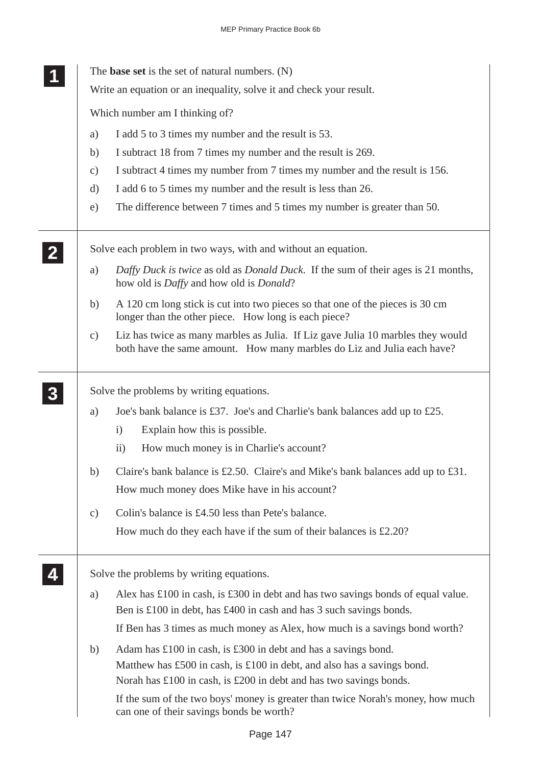**1**

The **base set** is the set of natural numbers. (N)

Write an equation or an inequality, solve it and check your result.

Which number am I thinking of?

a) I add 5 to 3 times my number and the result is 53.

b) I subtract 18 from 7 times my number and the result is 269.

c) I subtract 4 times my number from 7 times my number and the result is 156.

d) I add 6 to 5 times my number and the result is less than 26.

e) The difference between 7 times and 5 times my number is greater than 50.

---

**2**

Solve each problem in two ways, with and without an equation.

a) *Daffy Duck is twice* as old as *Donald Duck*. If the sum of their ages is 21 months, how old is *Daffy* and how old is *Donald*?

b) A 120 cm long stick is cut into two pieces so that one of the pieces is 30 cm longer than the other piece. How long is each piece?

c) Liz has twice as many marbles as Julia. If Liz gave Julia 10 marbles they would both have the same amount. How many marbles do Liz and Julia each have?

---

**3**

Solve the problems by writing equations.

a) Joe's bank balance is £37. Joe's and Charlie's bank balances add up to £25.

  i) Explain how this is possible.

  ii) How much money is in Charlie's account?

b) Claire's bank balance is £2.50. Claire's and Mike's bank balances add up to £31.

  How much money does Mike have in his account?

c) Colin's balance is £4.50 less than Pete's balance.

  How much do they each have if the sum of their balances is £2.20?

---

**4**

Solve the problems by writing equations.

a) Alex has £100 in cash, is £300 in debt and has two savings bonds of equal value.
  Ben is £100 in debt, has £400 in cash and has 3 such savings bonds.

  If Ben has 3 times as much money as Alex, how much is a savings bond worth?

b) Adam has £100 in cash, is £300 in debt and has a savings bond.
  Matthew has £500 in cash, is £100 in debt, and also has a savings bond.
  Norah has £100 in cash, is £200 in debt and has two savings bonds.

  If the sum of the two boys' money is greater than twice Norah's money, how much can one of their savings bonds be worth?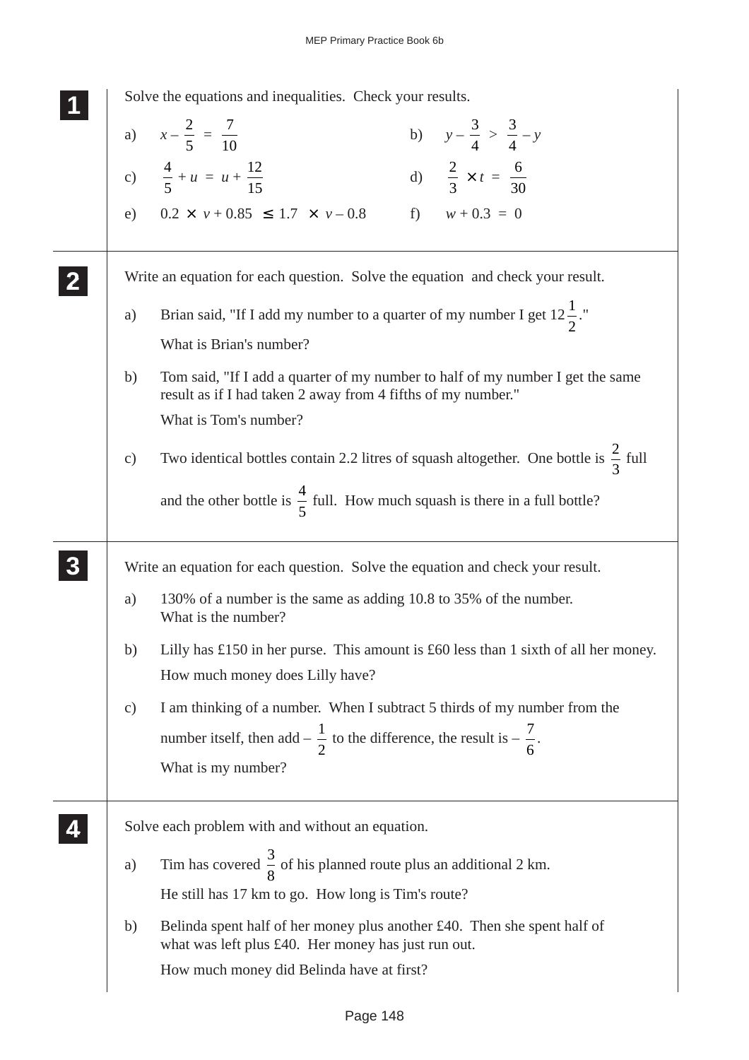**1**

Solve the equations and inequalities. Check your results.

a) $x - \frac{2}{5} = \frac{7}{10}$

b) $y - \frac{3}{4} > \frac{3}{4} - y$

c) $\frac{4}{5} + u = u + \frac{12}{15}$

d) $\frac{2}{3} \times t = \frac{6}{30}$

e) $0.2 \times v + 0.85 \leq 1.7 \times v - 0.8$

f) $w + 0.3 = 0$

**2**

Write an equation for each question. Solve the equation and check your result.

a) Brian said, "If I add my number to a quarter of my number I get $12\frac{1}{2}$."

What is Brian's number?

b) Tom said, "If I add a quarter of my number to half of my number I get the same result as if I had taken 2 away from 4 fifths of my number."

What is Tom's number?

c) Two identical bottles contain 2.2 litres of squash altogether. One bottle is $\frac{2}{3}$ full and the other bottle is $\frac{4}{5}$ full. How much squash is there in a full bottle?

**3**

Write an equation for each question. Solve the equation and check your result.

a) 130% of a number is the same as adding 10.8 to 35% of the number.
What is the number?

b) Lilly has £150 in her purse. This amount is £60 less than 1 sixth of all her money.

How much money does Lilly have?

c) I am thinking of a number. When I subtract 5 thirds of my number from the number itself, then add $-\frac{1}{2}$ to the difference, the result is $-\frac{7}{6}$.

What is my number?

**4**

Solve each problem with and without an equation.

a) Tim has covered $\frac{3}{8}$ of his planned route plus an additional 2 km.

He still has 17 km to go. How long is Tim's route?

b) Belinda spent half of her money plus another £40. Then she spent half of what was left plus £40. Her money has just run out.

How much money did Belinda have at first?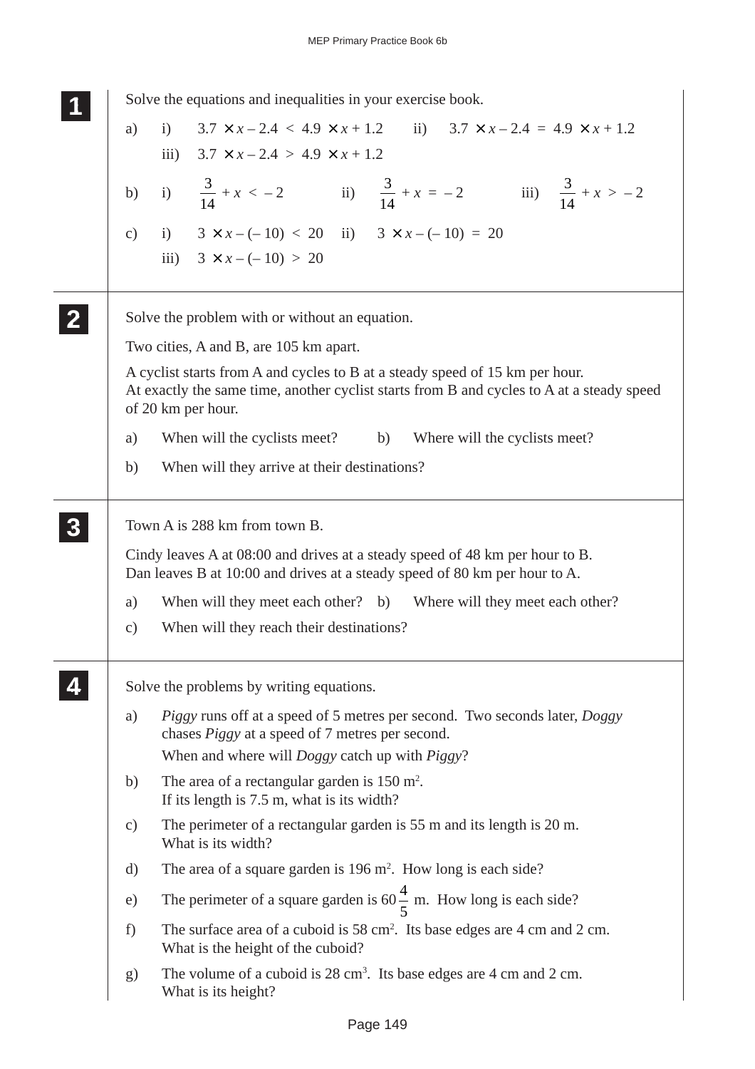**1**

Solve the equations and inequalities in your exercise book.

a) i) $3.7 \times x - 2.4 < 4.9 \times x + 1.2$ ii) $3.7 \times x - 2.4 = 4.9 \times x + 1.2$

iii) $3.7 \times x - 2.4 > 4.9 \times x + 1.2$

b) i) $\frac{3}{14} + x < -2$ ii) $\frac{3}{14} + x = -2$ iii) $\frac{3}{14} + x > -2$

c) i) $3 \times x - (-10) < 20$ ii) $3 \times x - (-10) = 20$

iii) $3 \times x - (-10) > 20$

**2**

Solve the problem with or without an equation.

Two cities, A and B, are 105 km apart.

A cyclist starts from A and cycles to B at a steady speed of 15 km per hour.
At exactly the same time, another cyclist starts from B and cycles to A at a steady speed of 20 km per hour.

a) When will the cyclists meet? b) Where will the cyclists meet?

b) When will they arrive at their destinations?

**3**

Town A is 288 km from town B.

Cindy leaves A at 08:00 and drives at a steady speed of 48 km per hour to B.
Dan leaves B at 10:00 and drives at a steady speed of 80 km per hour to A.

a) When will they meet each other? b) Where will they meet each other?

c) When will they reach their destinations?

**4**

Solve the problems by writing equations.

a) *Piggy* runs off at a speed of 5 metres per second. Two seconds later, *Doggy* chases *Piggy* at a speed of 7 metres per second.
When and where will *Doggy* catch up with *Piggy*?

b) The area of a rectangular garden is 150 $m^2$.
If its length is 7.5 m, what is its width?

c) The perimeter of a rectangular garden is 55 m and its length is 20 m.
What is its width?

d) The area of a square garden is 196 $m^2$. How long is each side?

e) The perimeter of a square garden is $60\frac{4}{5}$ m. How long is each side?

f) The surface area of a cuboid is 58 $cm^2$. Its base edges are 4 cm and 2 cm.
What is the height of the cuboid?

g) The volume of a cuboid is 28 $cm^3$. Its base edges are 4 cm and 2 cm.
What is its height?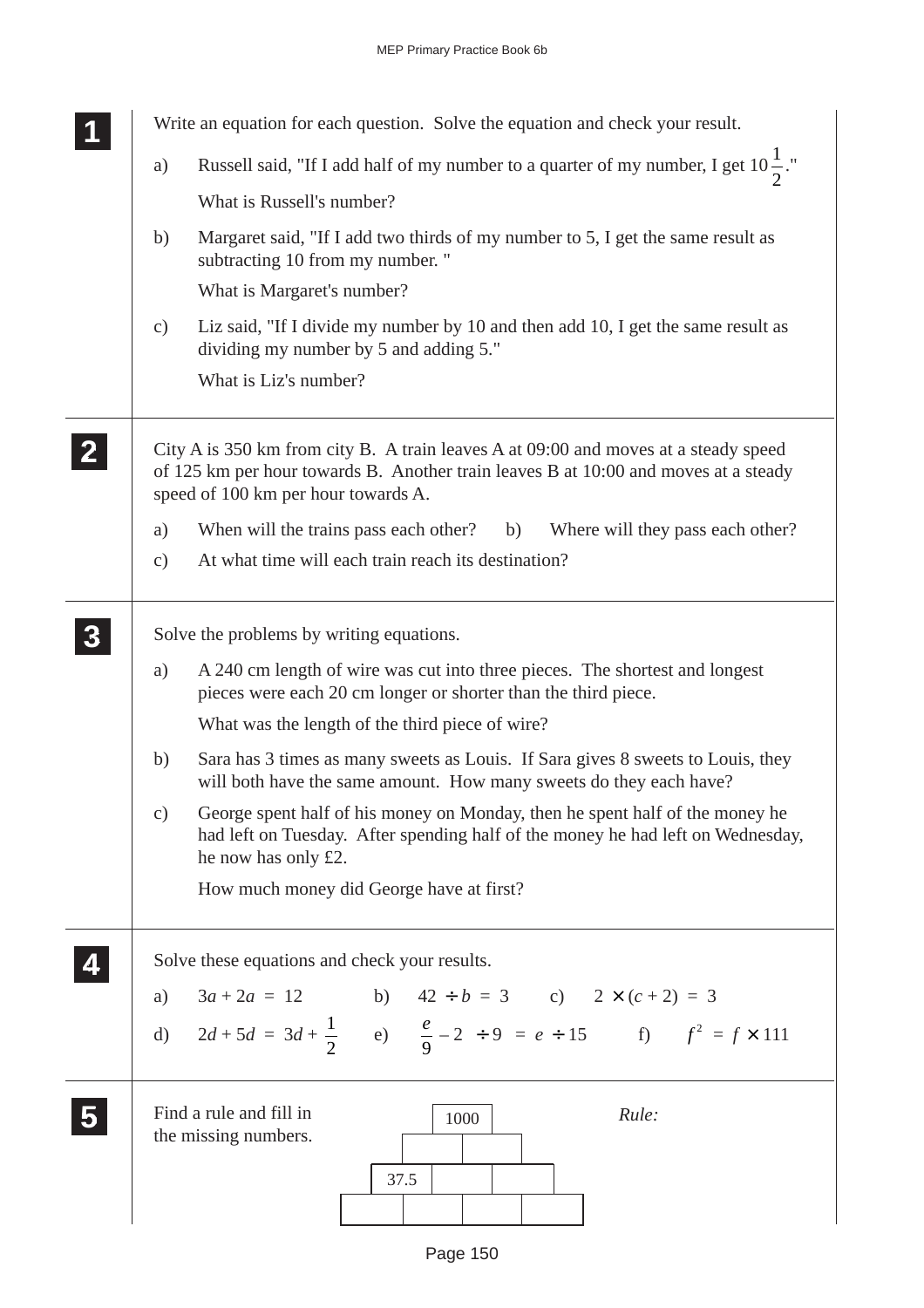**1**

Write an equation for each question. Solve the equation and check your result.

a) Russell said, "If I add half of my number to a quarter of my number, I get $10\frac{1}{2}$."

What is Russell's number?

b) Margaret said, "If I add two thirds of my number to 5, I get the same result as subtracting 10 from my number."

What is Margaret's number?

c) Liz said, "If I divide my number by 10 and then add 10, I get the same result as dividing my number by 5 and adding 5."

What is Liz's number?

**2**

City A is 350 km from city B. A train leaves A at 09:00 and moves at a steady speed of 125 km per hour towards B. Another train leaves B at 10:00 and moves at a steady speed of 100 km per hour towards A.

a) When will the trains pass each other? b) Where will they pass each other?

c) At what time will each train reach its destination?

**3**

Solve the problems by writing equations.

a) A 240 cm length of wire was cut into three pieces. The shortest and longest pieces were each 20 cm longer or shorter than the third piece.

What was the length of the third piece of wire?

b) Sara has 3 times as many sweets as Louis. If Sara gives 8 sweets to Louis, they will both have the same amount. How many sweets do they each have?

c) George spent half of his money on Monday, then he spent half of the money he had left on Tuesday. After spending half of the money he had left on Wednesday, he now has only £2.

How much money did George have at first?

**4**

Solve these equations and check your results.

a) $3a + 2a = 12$ b) $42 \div b = 3$ c) $2 \times (c + 2) = 3$

d) $2d + 5d = 3d + \frac{1}{2}$ e) $\left(\frac{e}{9} - 2\right) \div 9 = e \div 15$ f) $f^2 = f \times 111$

**5**

Find a rule and fill in the missing numbers.

| | | | 1000 | | | |
|---|---|---|---|---|---|---|
| | | | | | | |
| | 37.5 | | | | | |
| | | | | | | |

*Rule:*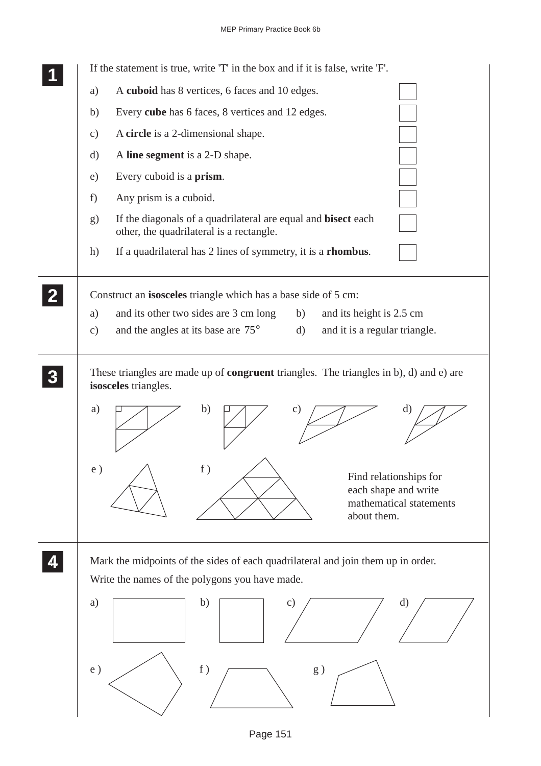**1** If the statement is true, write 'T' in the box and if it is false, write 'F'.

a) A **cuboid** has 8 vertices, 6 faces and 10 edges. ☐

b) Every **cube** has 6 faces, 8 vertices and 12 edges. ☐

c) A **circle** is a 2-dimensional shape. ☐

d) A **line segment** is a 2-D shape. ☐

e) Every cuboid is a **prism**. ☐

f) Any prism is a cuboid. ☐

g) If the diagonals of a quadrilateral are equal and **bisect** each other, the quadrilateral is a rectangle. ☐

h) If a quadrilateral has 2 lines of symmetry, it is a **rhombus**. ☐

---

**2** Construct an **isosceles** triangle which has a base side of 5 cm:

a) and its other two sides are 3 cm long

b) and its height is 2.5 cm

c) and the angles at its base are $75°$

d) and it is a regular triangle.

---

**3** These triangles are made up of **congruent** triangles. The triangles in b), d) and e) are **isosceles** triangles.

a) b) c) d)

e) f)

Find relationships for each shape and write mathematical statements about them.

---

**4** Mark the midpoints of the sides of each quadrilateral and join them up in order.

Write the names of the polygons you have made.

a) b) c) d)

e) f) g)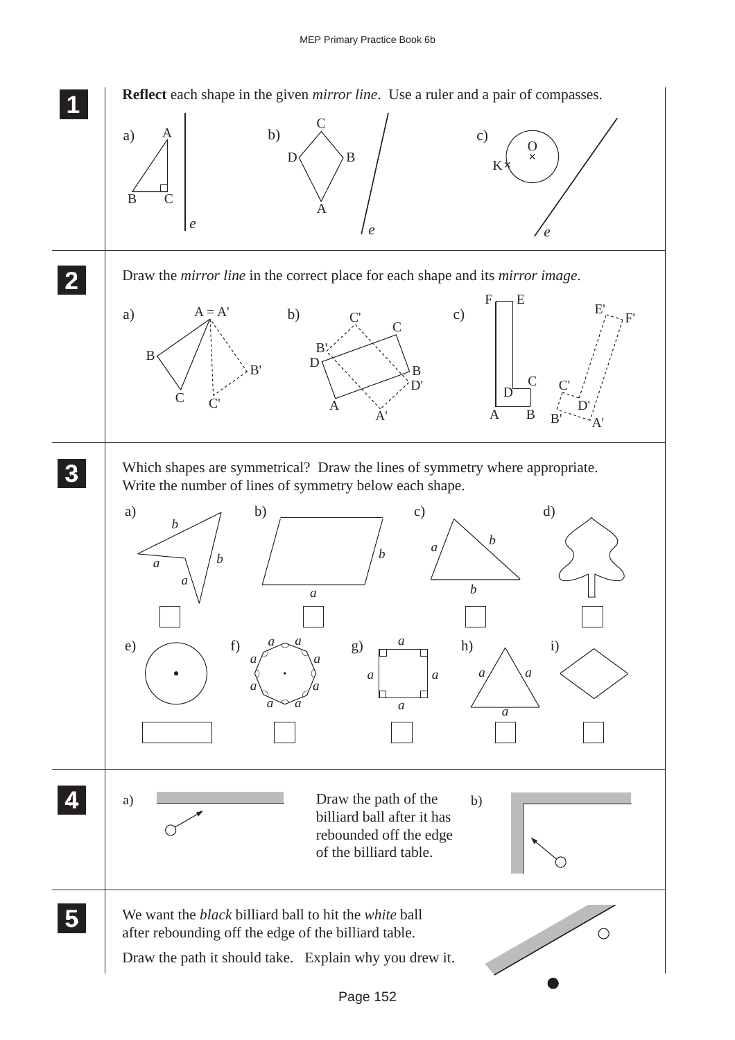**1** **Reflect** each shape in the given *mirror line*. Use a ruler and a pair of compasses.

a) A, B, C, *e*

b) C, D, B, A, *e*

c) O, K, *e*

**2** Draw the *mirror line* in the correct place for each shape and its *mirror image*.

a) A = A', B, B', C, C'

b) C', C, B', D, B, D', A, A'

c) F, E, E', F', C, C', D, D', A, B, B', A'

**3** Which shapes are symmetrical? Draw the lines of symmetry where appropriate. Write the number of lines of symmetry below each shape.

a) b) c) d)

e) f) g) h) i)

**4** Draw the path of the billiard ball after it has rebounded off the edge of the billiard table.

a) b)

**5** We want the *black* billiard ball to hit the *white* ball after rebounding off the edge of the billiard table.

Draw the path it should take. Explain why you drew it.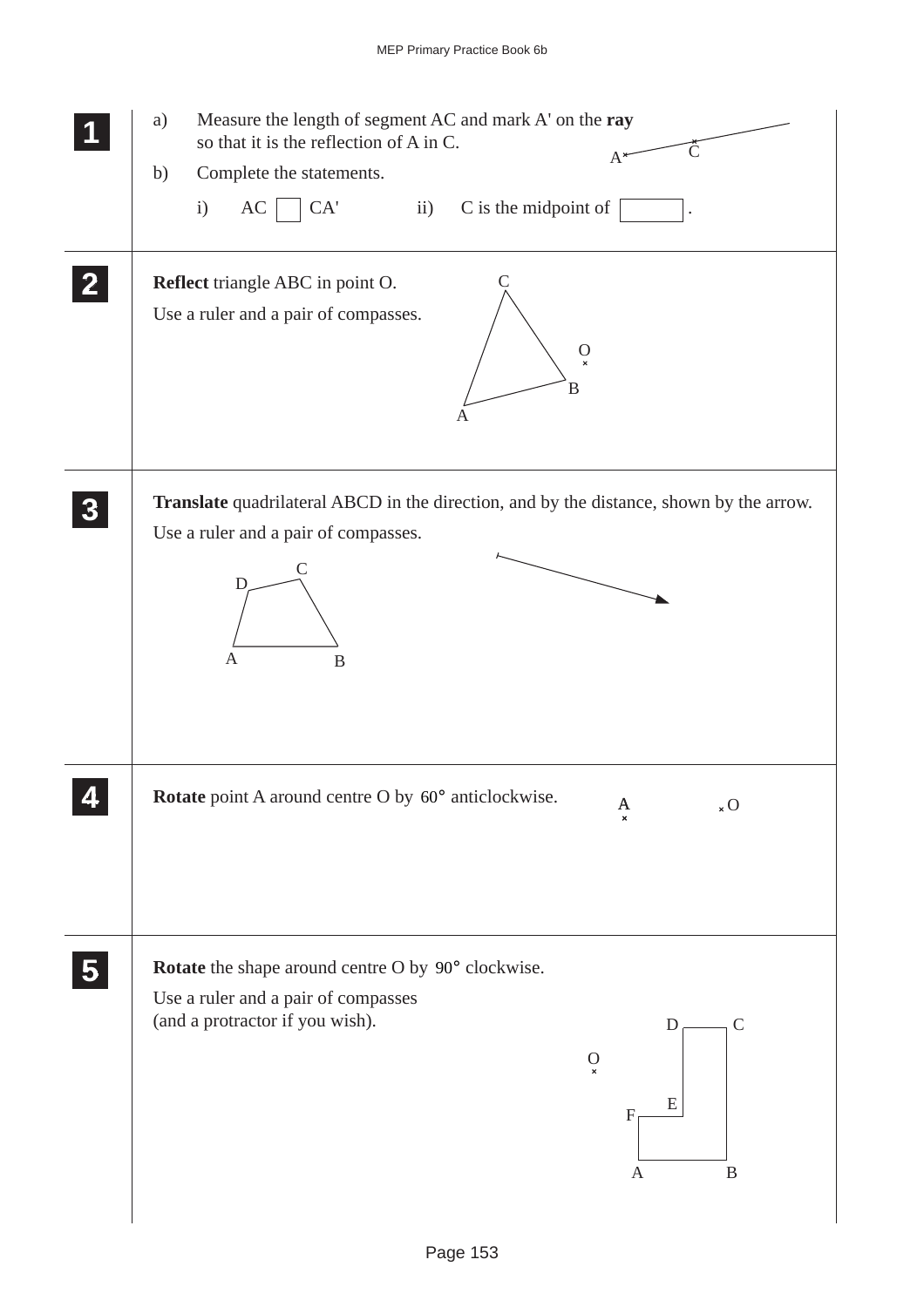**1**

a) Measure the length of segment AC and mark A' on the **ray** so that it is the reflection of A in C.

b) Complete the statements.

i) AC ☐ CA'  ii) C is the midpoint of ☐ .

**2**

**Reflect** triangle ABC in point O.

Use a ruler and a pair of compasses.

**3**

**Translate** quadrilateral ABCD in the direction, and by the distance, shown by the arrow.

Use a ruler and a pair of compasses.

**4**

**Rotate** point A around centre O by $60°$ anticlockwise.

**5**

**Rotate** the shape around centre O by $90°$ clockwise.

Use a ruler and a pair of compasses (and a protractor if you wish).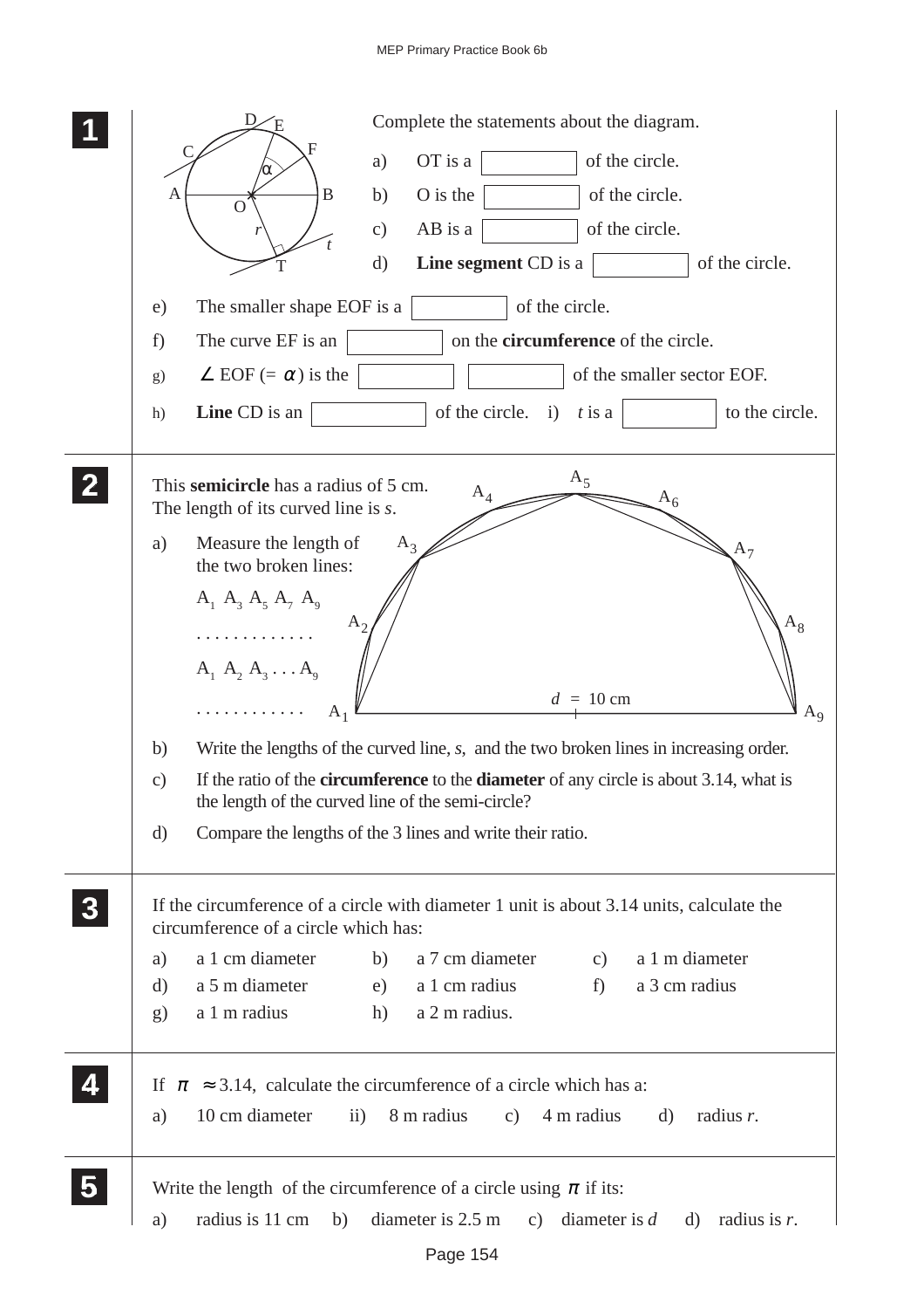## 1

Complete the statements about the diagram.

a) OT is a ______ of the circle.

b) O is the ______ of the circle.

c) AB is a ______ of the circle.

d) **Line segment** CD is a ______ of the circle.

e) The smaller shape EOF is a ______ of the circle.

f) The curve EF is an ______ on the **circumference** of the circle.

g) ∠ EOF (= $\alpha$) is the ______ ______ of the smaller sector EOF.

h) **Line** CD is an ______ of the circle. i) $t$ is a ______ to the circle.

## 2

This **semicircle** has a radius of 5 cm. The length of its curved line is $s$.

$d = 10$ cm

a) Measure the length of the two broken lines:

$A_1\ A_3\ A_5\ A_7\ A_9$

. . . . . . . . . . . . .

$A_1\ A_2\ A_3 \ldots A_9$

. . . . . . . . . . . .

b) Write the lengths of the curved line, $s$, and the two broken lines in increasing order.

c) If the ratio of the **circumference** to the **diameter** of any circle is about 3.14, what is the length of the curved line of the semi-circle?

d) Compare the lengths of the 3 lines and write their ratio.

## 3

If the circumference of a circle with diameter 1 unit is about 3.14 units, calculate the circumference of a circle which has:

a) a 1 cm diameter b) a 7 cm diameter c) a 1 m diameter

d) a 5 m diameter e) a 1 cm radius f) a 3 cm radius

g) a 1 m radius h) a 2 m radius.

## 4

If $\pi \approx 3.14$, calculate the circumference of a circle which has a:

a) 10 cm diameter ii) 8 m radius c) 4 m radius d) radius $r$.

## 5

Write the length of the circumference of a circle using $\pi$ if its:

a) radius is 11 cm b) diameter is 2.5 m c) diameter is $d$ d) radius is $r$.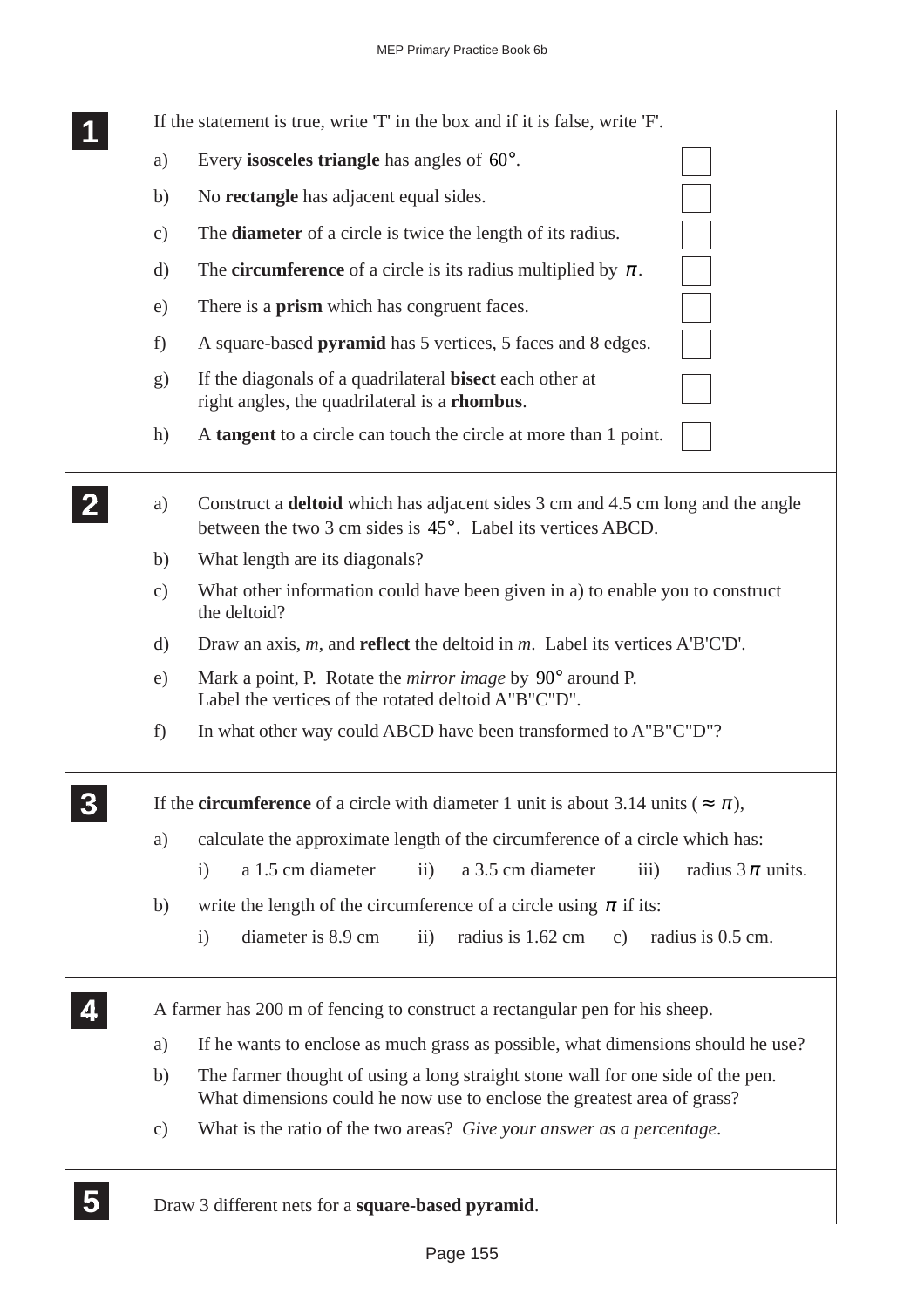**1**

If the statement is true, write 'T' in the box and if it is false, write 'F'.

a) Every **isosceles triangle** has angles of $60°$.

b) No **rectangle** has adjacent equal sides.

c) The **diameter** of a circle is twice the length of its radius.

d) The **circumference** of a circle is its radius multiplied by $\pi$.

e) There is a **prism** which has congruent faces.

f) A square-based **pyramid** has 5 vertices, 5 faces and 8 edges.

g) If the diagonals of a quadrilateral **bisect** each other at right angles, the quadrilateral is a **rhombus**.

h) A **tangent** to a circle can touch the circle at more than 1 point.

**2**

a) Construct a **deltoid** which has adjacent sides 3 cm and 4.5 cm long and the angle between the two 3 cm sides is $45°$. Label its vertices ABCD.

b) What length are its diagonals?

c) What other information could have been given in a) to enable you to construct the deltoid?

d) Draw an axis, *m*, and **reflect** the deltoid in *m*. Label its vertices A'B'C'D'.

e) Mark a point, P. Rotate the *mirror image* by $90°$ around P. Label the vertices of the rotated deltoid A"B"C"D".

f) In what other way could ABCD have been transformed to A"B"C"D"?

**3**

If the **circumference** of a circle with diameter 1 unit is about 3.14 units ($\approx \pi$),

a) calculate the approximate length of the circumference of a circle which has:

i) a 1.5 cm diameter ii) a 3.5 cm diameter iii) radius $3\pi$ units.

b) write the length of the circumference of a circle using $\pi$ if its:

i) diameter is 8.9 cm ii) radius is 1.62 cm c) radius is 0.5 cm.

**4**

A farmer has 200 m of fencing to construct a rectangular pen for his sheep.

a) If he wants to enclose as much grass as possible, what dimensions should he use?

b) The farmer thought of using a long straight stone wall for one side of the pen. What dimensions could he now use to enclose the greatest area of grass?

c) What is the ratio of the two areas? *Give your answer as a percentage*.

**5**

Draw 3 different nets for a **square-based pyramid**.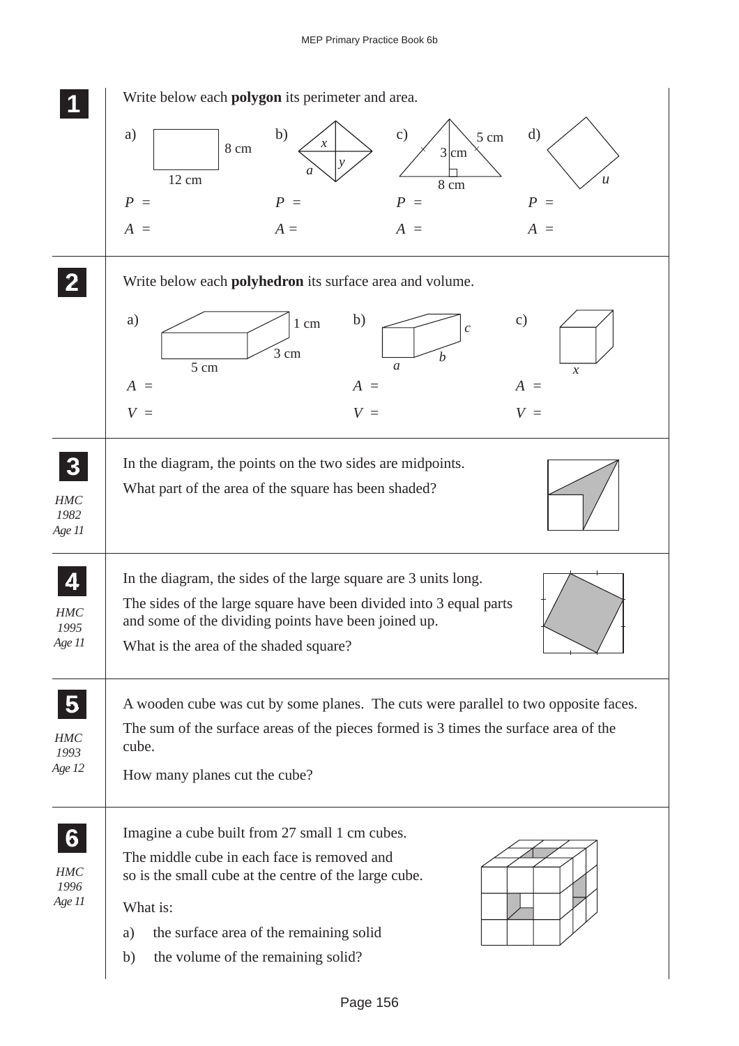**1** Write below each **polygon** its perimeter and area.

a) 12 cm, 8 cm

$P =$

$A =$

b) $x$, $y$, $a$

$P =$

$A =$

c) 5 cm, 3 cm, 8 cm

$P =$

$A =$

d) $u$

$P =$

$A =$

**2** Write below each **polyhedron** its surface area and volume.

a) 5 cm, 3 cm, 1 cm

$A =$

$V =$

b) $a$, $b$, $c$

$A =$

$V =$

c) $x$

$A =$

$V =$

**3** *HMC 1982 Age 11*

In the diagram, the points on the two sides are midpoints.

What part of the area of the square has been shaded?

**4** *HMC 1995 Age 11*

In the diagram, the sides of the large square are 3 units long.

The sides of the large square have been divided into 3 equal parts and some of the dividing points have been joined up.

What is the area of the shaded square?

**5** *HMC 1993 Age 12*

A wooden cube was cut by some planes. The cuts were parallel to two opposite faces.

The sum of the surface areas of the pieces formed is 3 times the surface area of the cube.

How many planes cut the cube?

**6** *HMC 1996 Age 11*

Imagine a cube built from 27 small 1 cm cubes.

The middle cube in each face is removed and so is the small cube at the centre of the large cube.

What is:

a) the surface area of the remaining solid

b) the volume of the remaining solid?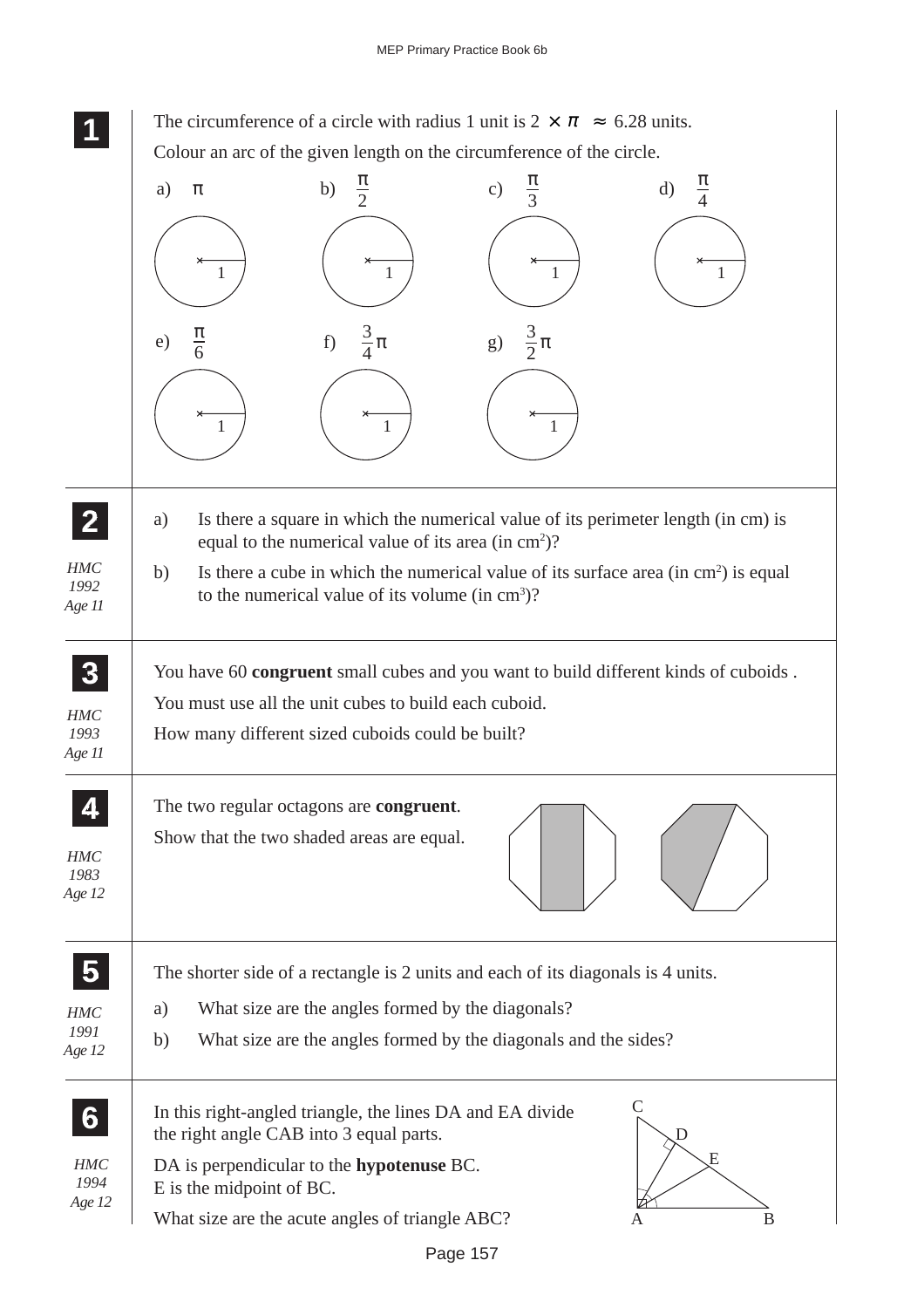**1**

The circumference of a circle with radius 1 unit is $2 \times \pi \approx 6.28$ units.

Colour an arc of the given length on the circumference of the circle.

a) $\pi$  b) $\frac{\pi}{2}$  c) $\frac{\pi}{3}$  d) $\frac{\pi}{4}$

e) $\frac{\pi}{6}$  f) $\frac{3}{4}\pi$  g) $\frac{3}{2}\pi$

---

**2**

*HMC 1992 Age 11*

a) Is there a square in which the numerical value of its perimeter length (in cm) is equal to the numerical value of its area (in $cm^2$)?

b) Is there a cube in which the numerical value of its surface area (in $cm^2$) is equal to the numerical value of its volume (in $cm^3$)?

---

**3**

*HMC 1993 Age 11*

You have 60 **congruent** small cubes and you want to build different kinds of cuboids .

You must use all the unit cubes to build each cuboid.

How many different sized cuboids could be built?

---

**4**

*HMC 1983 Age 12*

The two regular octagons are **congruent**.

Show that the two shaded areas are equal.

---

**5**

*HMC 1991 Age 12*

The shorter side of a rectangle is 2 units and each of its diagonals is 4 units.

a) What size are the angles formed by the diagonals?

b) What size are the angles formed by the diagonals and the sides?

---

**6**

*HMC 1994 Age 12*

In this right-angled triangle, the lines DA and EA divide the right angle CAB into 3 equal parts.

DA is perpendicular to the **hypotenuse** BC.
E is the midpoint of BC.

What size are the acute angles of triangle ABC?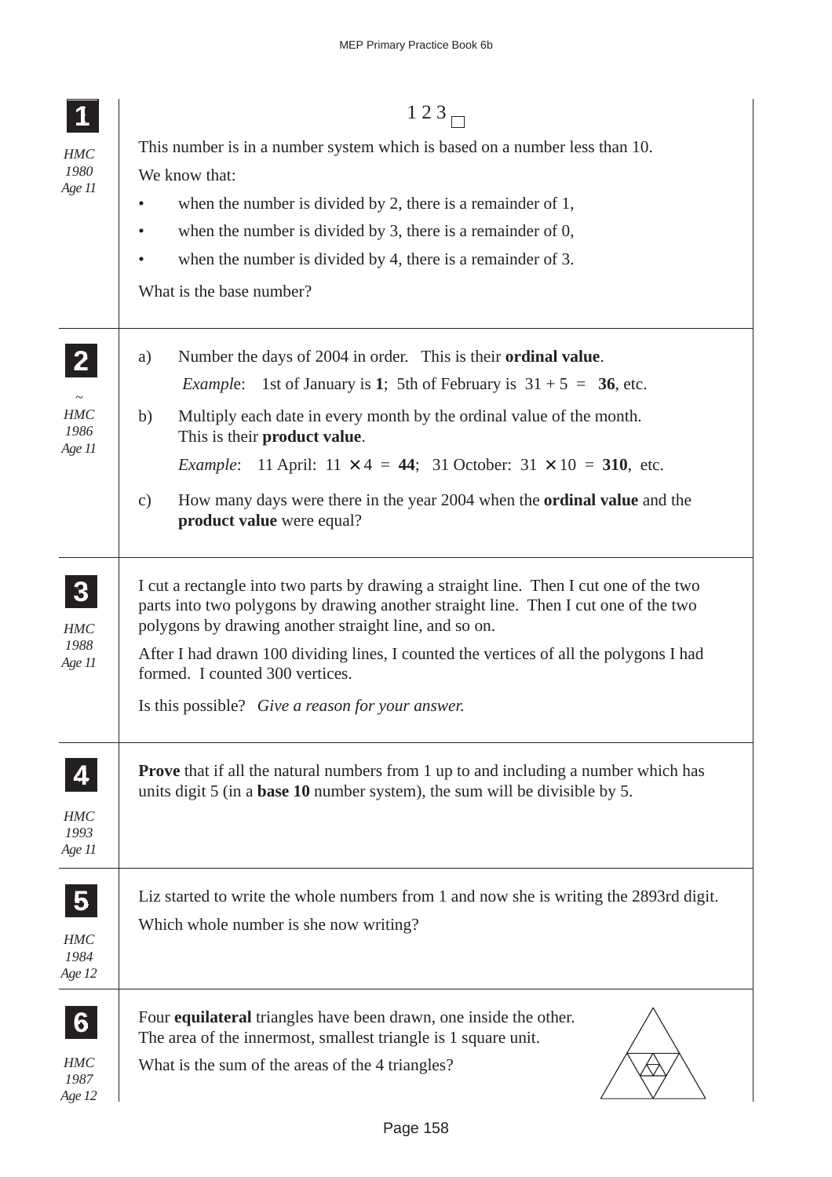**1**

*HMC 1980 Age 11*

$1\,2\,3_{\square}$

This number is in a number system which is based on a number less than 10.

We know that:

- when the number is divided by 2, there is a remainder of 1,
- when the number is divided by 3, there is a remainder of 0,
- when the number is divided by 4, there is a remainder of 3.

What is the base number?

---

**2**

*~ HMC 1986 Age 11*

a) Number the days of 2004 in order. This is their **ordinal value**.

*Example*: 1st of January is **1**; 5th of February is $31 + 5 = $ **36**, etc.

b) Multiply each date in every month by the ordinal value of the month.
This is their **product value**.

*Example*: 11 April: $11 \times 4 = $ **44**; 31 October: $31 \times 10 = $ **310**, etc.

c) How many days were there in the year 2004 when the **ordinal value** and the **product value** were equal?

---

**3**

*HMC 1988 Age 11*

I cut a rectangle into two parts by drawing a straight line. Then I cut one of the two parts into two polygons by drawing another straight line. Then I cut one of the two polygons by drawing another straight line, and so on.

After I had drawn 100 dividing lines, I counted the vertices of all the polygons I had formed. I counted 300 vertices.

Is this possible? *Give a reason for your answer.*

---

**4**

*HMC 1993 Age 11*

**Prove** that if all the natural numbers from 1 up to and including a number which has units digit 5 (in a **base 10** number system), the sum will be divisible by 5.

---

**5**

*HMC 1984 Age 12*

Liz started to write the whole numbers from 1 and now she is writing the 2893rd digit.

Which whole number is she now writing?

---

**6**

*HMC 1987 Age 12*

Four **equilateral** triangles have been drawn, one inside the other.
The area of the innermost, smallest triangle is 1 square unit.

What is the sum of the areas of the 4 triangles?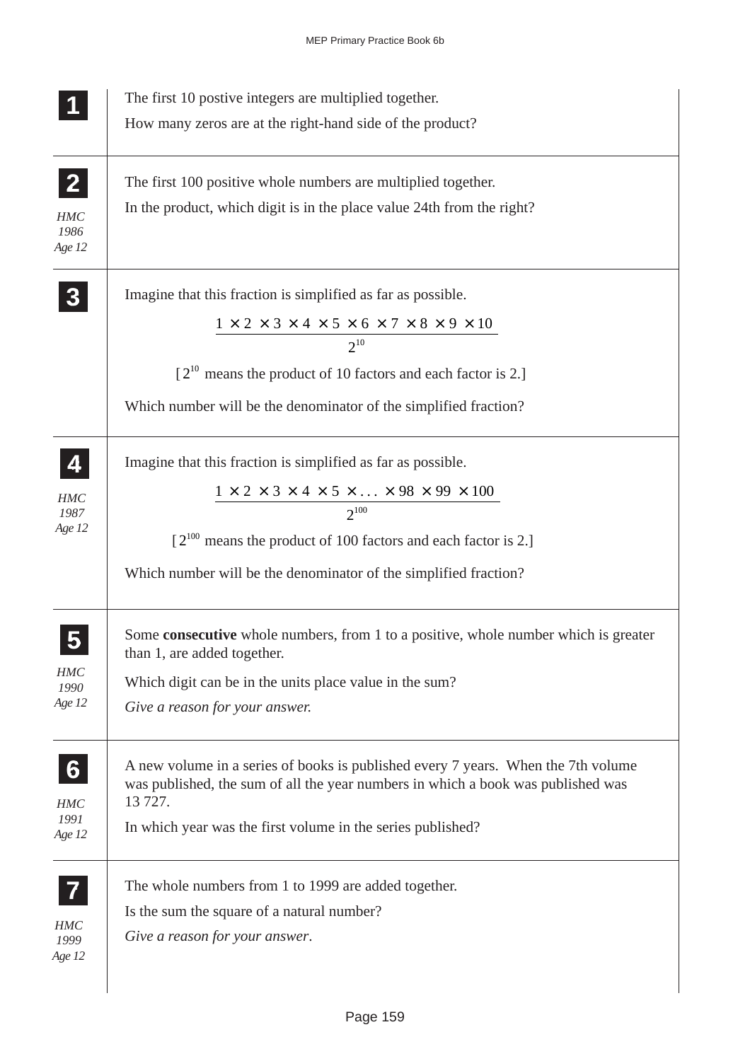**1**

The first 10 postive integers are multiplied together.

How many zeros are at the right-hand side of the product?

---

**2**

*HMC 1986 Age 12*

The first 100 positive whole numbers are multiplied together.

In the product, which digit is in the place value 24th from the right?

---

**3**

Imagine that this fraction is simplified as far as possible.

$$\frac{1 \times 2 \times 3 \times 4 \times 5 \times 6 \times 7 \times 8 \times 9 \times 10}{2^{10}}$$

[ $2^{10}$ means the product of 10 factors and each factor is 2.]

Which number will be the denominator of the simplified fraction?

---

**4**

*HMC 1987 Age 12*

Imagine that this fraction is simplified as far as possible.

$$\frac{1 \times 2 \times 3 \times 4 \times 5 \times \ldots \times 98 \times 99 \times 100}{2^{100}}$$

[ $2^{100}$ means the product of 100 factors and each factor is 2.]

Which number will be the denominator of the simplified fraction?

---

**5**

*HMC 1990 Age 12*

Some **consecutive** whole numbers, from 1 to a positive, whole number which is greater than 1, are added together.

Which digit can be in the units place value in the sum?

*Give a reason for your answer.*

---

**6**

*HMC 1991 Age 12*

A new volume in a series of books is published every 7 years. When the 7th volume was published, the sum of all the year numbers in which a book was published was 13 727.

In which year was the first volume in the series published?

---

**7**

*HMC 1999 Age 12*

The whole numbers from 1 to 1999 are added together.

Is the sum the square of a natural number?

*Give a reason for your answer*.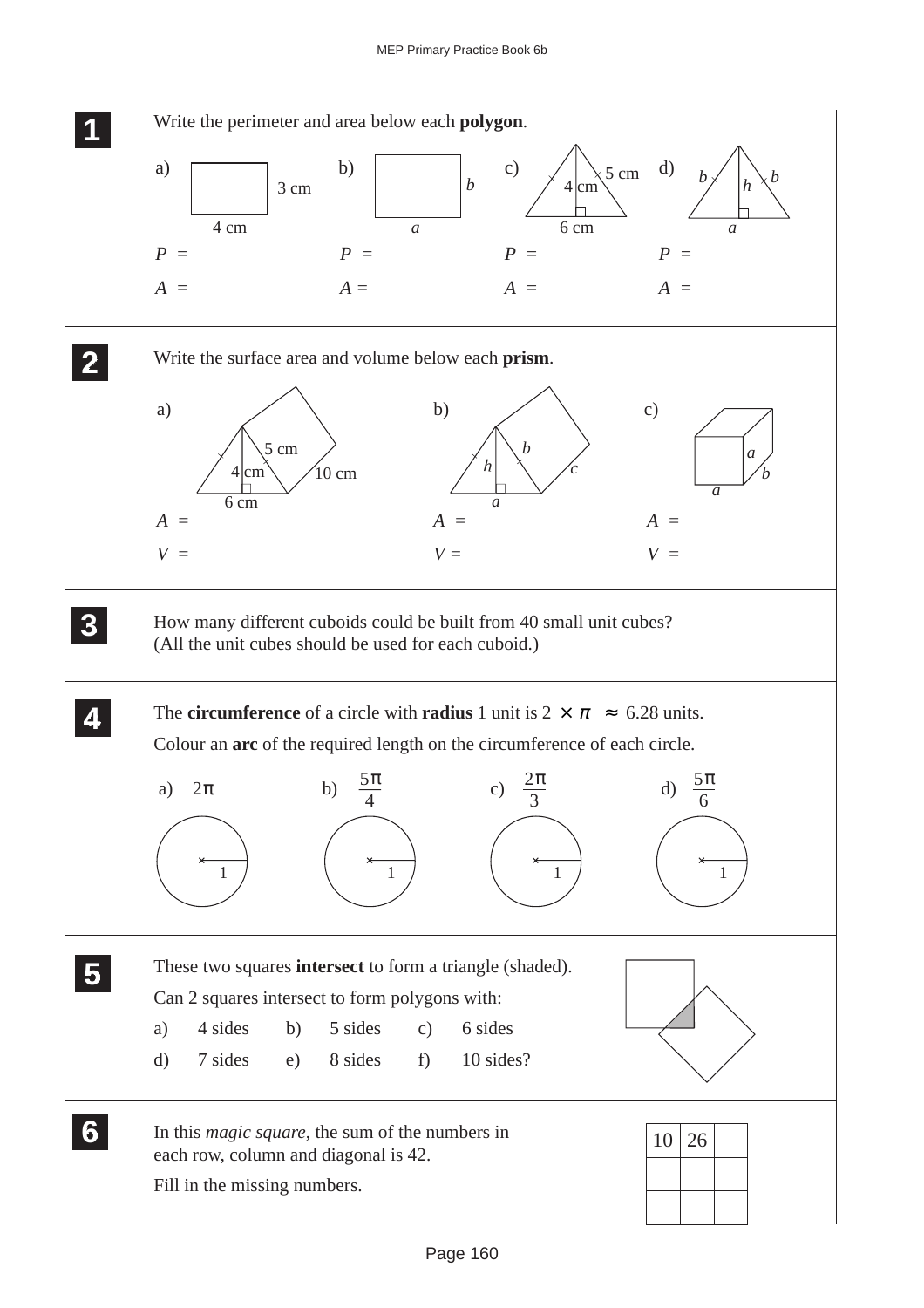**1** Write the perimeter and area below each **polygon**.

a) 4 cm, 3 cm
$P$ =
$A$ =

b) $a$, $b$
$P$ =
$A$ =

c) 6 cm, 5 cm, 4 cm
$P$ =
$A$ =

d) $a$, $b$, $b$, $h$
$P$ =
$A$ =

**2** Write the surface area and volume below each **prism**.

a) 6 cm, 5 cm, 4 cm, 10 cm
$A$ =
$V$ =

b) $a$, $b$, $h$, $c$
$A$ =
$V$ =

c) $a$, $a$, $b$
$A$ =
$V$ =

**3** How many different cuboids could be built from 40 small unit cubes?
(All the unit cubes should be used for each cuboid.)

**4** The **circumference** of a circle with **radius** 1 unit is $2 \times \pi \approx 6.28$ units.

Colour an **arc** of the required length on the circumference of each circle.

a) $2\pi$    b) $\frac{5\pi}{4}$    c) $\frac{2\pi}{3}$    d) $\frac{5\pi}{6}$

**5** These two squares **intersect** to form a triangle (shaded).

Can 2 squares intersect to form polygons with:

a) 4 sides  b) 5 sides  c) 6 sides
d) 7 sides  e) 8 sides  f) 10 sides?

**6** In this *magic square*, the sum of the numbers in each row, column and diagonal is 42.

Fill in the missing numbers.

| 10 | 26 | |
|---|---|---|
| | | |
| | | |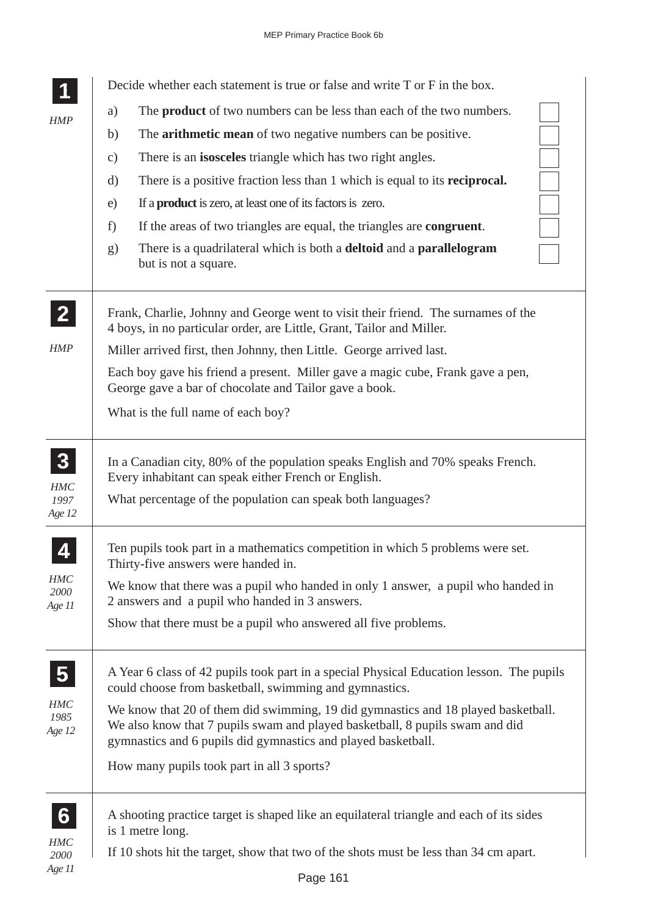**1**

*HMP*

Decide whether each statement is true or false and write T or F in the box.

a) The **product** of two numbers can be less than each of the two numbers. ☐

b) The **arithmetic mean** of two negative numbers can be positive. ☐

c) There is an **isosceles** triangle which has two right angles. ☐

d) There is a positive fraction less than 1 which is equal to its **reciprocal.** ☐

e) If a **product** is zero, at least one of its factors is zero. ☐

f) If the areas of two triangles are equal, the triangles are **congruent**. ☐

g) There is a quadrilateral which is both a **deltoid** and a **parallelogram** but is not a square. ☐

---

**2**

*HMP*

Frank, Charlie, Johnny and George went to visit their friend. The surnames of the 4 boys, in no particular order, are Little, Grant, Tailor and Miller.

Miller arrived first, then Johnny, then Little. George arrived last.

Each boy gave his friend a present. Miller gave a magic cube, Frank gave a pen, George gave a bar of chocolate and Tailor gave a book.

What is the full name of each boy?

---

**3**

*HMC 1997 Age 12*

In a Canadian city, 80% of the population speaks English and 70% speaks French. Every inhabitant can speak either French or English.

What percentage of the population can speak both languages?

---

**4**

*HMC 2000 Age 11*

Ten pupils took part in a mathematics competition in which 5 problems were set. Thirty-five answers were handed in.

We know that there was a pupil who handed in only 1 answer, a pupil who handed in 2 answers and a pupil who handed in 3 answers.

Show that there must be a pupil who answered all five problems.

---

**5**

*HMC 1985 Age 12*

A Year 6 class of 42 pupils took part in a special Physical Education lesson. The pupils could choose from basketball, swimming and gymnastics.

We know that 20 of them did swimming, 19 did gymnastics and 18 played basketball. We also know that 7 pupils swam and played basketball, 8 pupils swam and did gymnastics and 6 pupils did gymnastics and played basketball.

How many pupils took part in all 3 sports?

---

**6**

*HMC 2000 Age 11*

A shooting practice target is shaped like an equilateral triangle and each of its sides is 1 metre long.

If 10 shots hit the target, show that two of the shots must be less than 34 cm apart.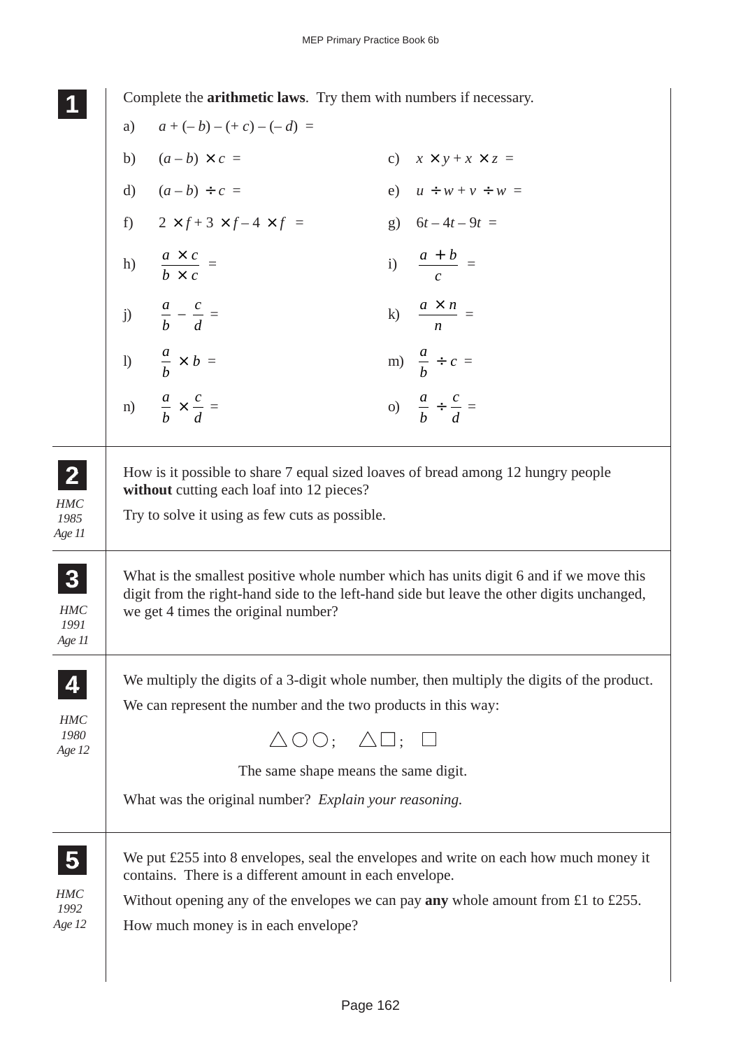**1** Complete the **arithmetic laws**. Try them with numbers if necessary.

a) $a + (-b) - (+c) - (-d) =$

b) $(a - b) \times c =$

c) $x \times y + x \times z =$

d) $(a - b) \div c =$

e) $u \div w + v \div w =$

f) $2 \times f + 3 \times f - 4 \times f =$

g) $6t - 4t - 9t =$

h) $\dfrac{a \times c}{b \times c} =$

i) $\dfrac{a + b}{c} =$

j) $\dfrac{a}{b} - \dfrac{c}{d} =$

k) $\dfrac{a \times n}{n} =$

l) $\dfrac{a}{b} \times b =$

m) $\dfrac{a}{b} \div c =$

n) $\dfrac{a}{b} \times \dfrac{c}{d} =$

o) $\dfrac{a}{b} \div \dfrac{c}{d} =$

---

**2** *HMC 1985 Age 11*

How is it possible to share 7 equal sized loaves of bread among 12 hungry people **without** cutting each loaf into 12 pieces?

Try to solve it using as few cuts as possible.

---

**3** *HMC 1991 Age 11*

What is the smallest positive whole number which has units digit 6 and if we move this digit from the right-hand side to the left-hand side but leave the other digits unchanged, we get 4 times the original number?

---

**4** *HMC 1980 Age 12*

We multiply the digits of a 3-digit whole number, then multiply the digits of the product.

We can represent the number and the two products in this way:

△ ○ ○ ;   △ □ ;   □

The same shape means the same digit.

What was the original number? *Explain your reasoning.*

---

**5** *HMC 1992 Age 12*

We put £255 into 8 envelopes, seal the envelopes and write on each how much money it contains. There is a different amount in each envelope.

Without opening any of the envelopes we can pay **any** whole amount from £1 to £255.

How much money is in each envelope?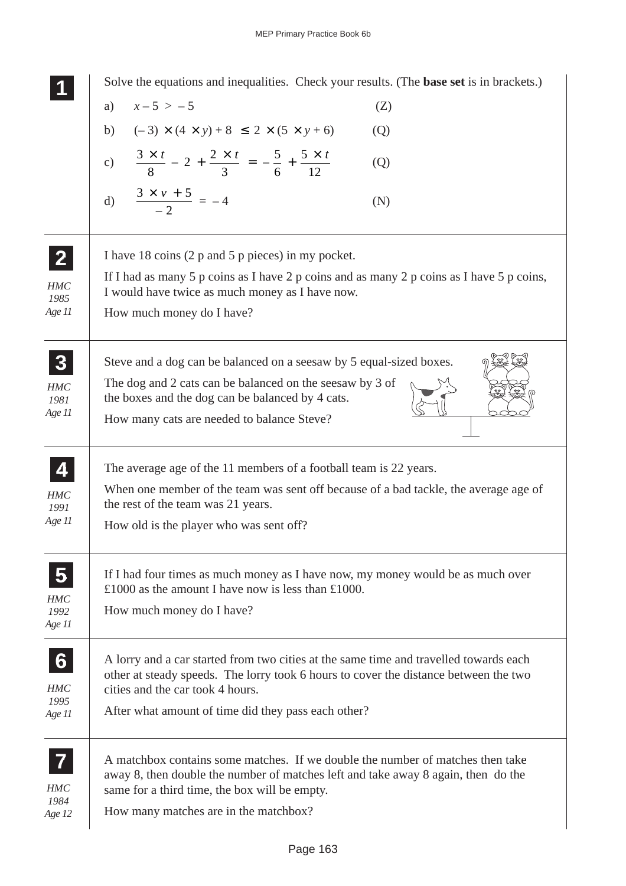**1**

Solve the equations and inequalities. Check your results. (The **base set** is in brackets.)

a) $x - 5 > -5$ (Z)

b) $(-3) \times (4 \times y) + 8 \leq 2 \times (5 \times y + 6)$ (Q)

c) $\dfrac{3 \times t}{8} - 2 + \dfrac{2 \times t}{3} = -\dfrac{5}{6} + \dfrac{5 \times t}{12}$ (Q)

d) $\dfrac{3 \times v + 5}{-2} = -4$ (N)

---

**2**

*HMC 1985 Age 11*

I have 18 coins (2 p and 5 p pieces) in my pocket.

If I had as many 5 p coins as I have 2 p coins and as many 2 p coins as I have 5 p coins, I would have twice as much money as I have now.

How much money do I have?

---

**3**

*HMC 1981 Age 11*

Steve and a dog can be balanced on a seesaw by 5 equal-sized boxes.

The dog and 2 cats can be balanced on the seesaw by 3 of the boxes and the dog can be balanced by 4 cats.

How many cats are needed to balance Steve?

---

**4**

*HMC 1991 Age 11*

The average age of the 11 members of a football team is 22 years.

When one member of the team was sent off because of a bad tackle, the average age of the rest of the team was 21 years.

How old is the player who was sent off?

---

**5**

*HMC 1992 Age 11*

If I had four times as much money as I have now, my money would be as much over £1000 as the amount I have now is less than £1000.

How much money do I have?

---

**6**

*HMC 1995 Age 11*

A lorry and a car started from two cities at the same time and travelled towards each other at steady speeds. The lorry took 6 hours to cover the distance between the two cities and the car took 4 hours.

After what amount of time did they pass each other?

---

**7**

*HMC 1984 Age 12*

A matchbox contains some matches. If we double the number of matches then take away 8, then double the number of matches left and take away 8 again, then do the same for a third time, the box will be empty.

How many matches are in the matchbox?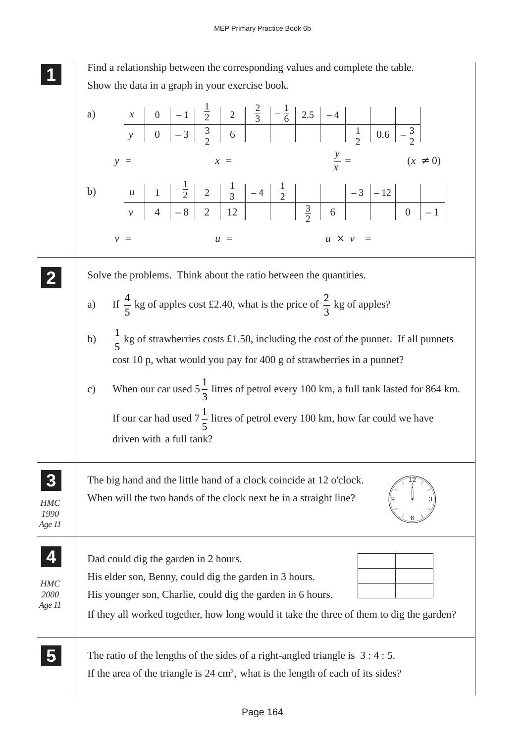**1**

Find a relationship between the corresponding values and complete the table.

Show the data in a graph in your exercise book.

a)

| $x$ | 0 | $-1$ | $\frac{1}{2}$ | 2 | $\frac{2}{3}$ | $-\frac{1}{6}$ | 2.5 | $-4$ | | | |
|---|---|---|---|---|---|---|---|---|---|---|---|
| $y$ | 0 | $-3$ | $\frac{3}{2}$ | 6 | | | | | $\frac{1}{2}$ | 0.6 | $-\frac{3}{2}$ |

$y =$ $\qquad$ $x =$ $\qquad$ $\frac{y}{x} =$ $\qquad$ $(x \neq 0)$

b)

| $u$ | 1 | $-\frac{1}{2}$ | 2 | $\frac{1}{3}$ | $-4$ | $\frac{1}{2}$ | | | $-3$ | $-12$ | | |
|---|---|---|---|---|---|---|---|---|---|---|---|---|
| $v$ | 4 | $-8$ | 2 | 12 | | | $\frac{3}{2}$ | 6 | | | 0 | $-1$ |

$v =$ $\qquad$ $u =$ $\qquad$ $u \times v =$

**2**

Solve the problems. Think about the ratio between the quantities.

a) If $\frac{4}{5}$ kg of apples cost £2.40, what is the price of $\frac{2}{3}$ kg of apples?

b) $\frac{1}{5}$ kg of strawberries costs £1.50, including the cost of the punnet. If all punnets cost 10 p, what would you pay for 400 g of strawberries in a punnet?

c) When our car used $5\frac{1}{3}$ litres of petrol every 100 km, a full tank lasted for 864 km.

If our car had used $7\frac{1}{5}$ litres of petrol every 100 km, how far could we have driven with a full tank?

**3**

*HMC 1990 Age 11*

The big hand and the little hand of a clock coincide at 12 o'clock.

When will the two hands of the clock next be in a straight line?

**4**

*HMC 2000 Age 11*

Dad could dig the garden in 2 hours.

His elder son, Benny, could dig the garden in 3 hours.

His younger son, Charlie, could dig the garden in 6 hours.

If they all worked together, how long would it take the three of them to dig the garden?

**5**

The ratio of the lengths of the sides of a right-angled triangle is 3 : 4 : 5.

If the area of the triangle is 24 cm$^2$, what is the length of each of its sides?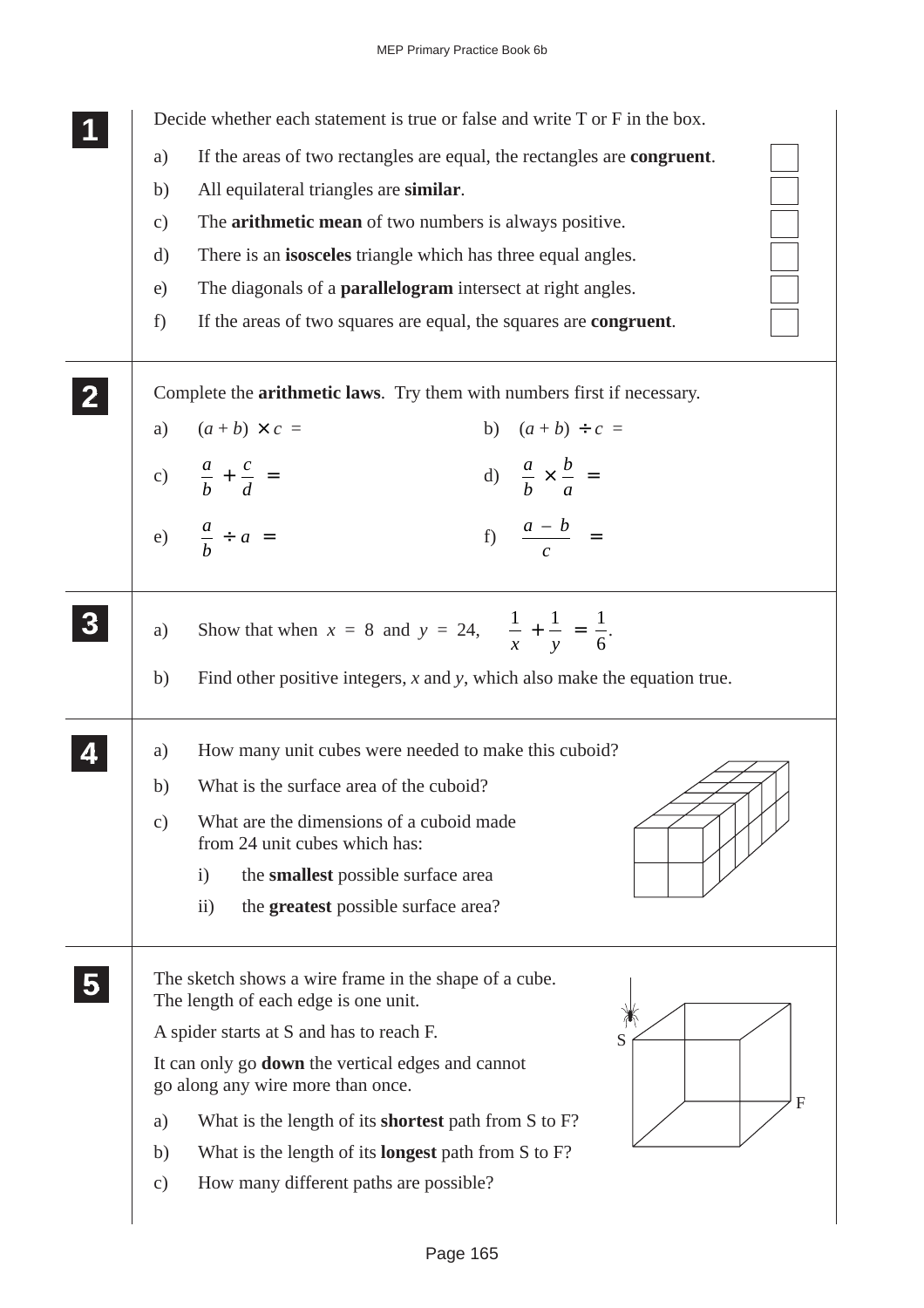**1** Decide whether each statement is true or false and write T or F in the box.

a) If the areas of two rectangles are equal, the rectangles are **congruent**. ☐

b) All equilateral triangles are **similar**. ☐

c) The **arithmetic mean** of two numbers is always positive. ☐

d) There is an **isosceles** triangle which has three equal angles. ☐

e) The diagonals of a **parallelogram** intersect at right angles. ☐

f) If the areas of two squares are equal, the squares are **congruent**. ☐

**2** Complete the **arithmetic laws**. Try them with numbers first if necessary.

a) $(a + b) \times c =$

b) $(a + b) \div c =$

c) $\dfrac{a}{b} + \dfrac{c}{d} =$

d) $\dfrac{a}{b} \times \dfrac{b}{a} =$

e) $\dfrac{a}{b} \div a =$

f) $\dfrac{a - b}{c} =$

**3**

a) Show that when $x = 8$ and $y = 24$, $\dfrac{1}{x} + \dfrac{1}{y} = \dfrac{1}{6}$.

b) Find other positive integers, $x$ and $y$, which also make the equation true.

**4**

a) How many unit cubes were needed to make this cuboid?

b) What is the surface area of the cuboid?

c) What are the dimensions of a cuboid made from 24 unit cubes which has:

i) the **smallest** possible surface area

ii) the **greatest** possible surface area?

**5** The sketch shows a wire frame in the shape of a cube. The length of each edge is one unit.

A spider starts at S and has to reach F.

It can only go **down** the vertical edges and cannot go along any wire more than once.

a) What is the length of its **shortest** path from S to F?

b) What is the length of its **longest** path from S to F?

c) How many different paths are possible?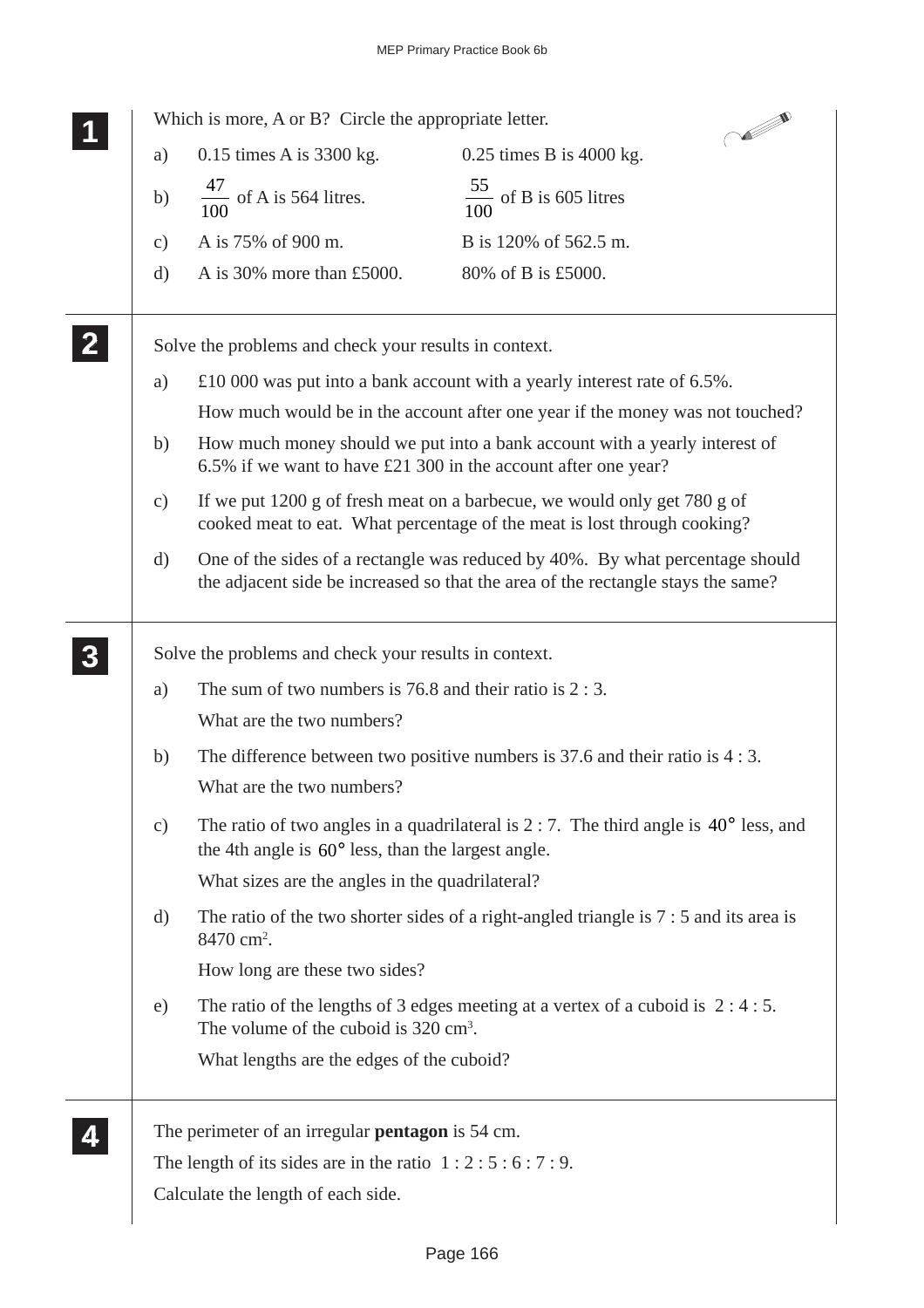**1**

Which is more, A or B? Circle the appropriate letter.

a) 0.15 times A is 3300 kg. 0.25 times B is 4000 kg.

b) $\frac{47}{100}$ of A is 564 litres. $\frac{55}{100}$ of B is 605 litres

c) A is 75% of 900 m. B is 120% of 562.5 m.

d) A is 30% more than £5000. 80% of B is £5000.

**2**

Solve the problems and check your results in context.

a) £10 000 was put into a bank account with a yearly interest rate of 6.5%.

How much would be in the account after one year if the money was not touched?

b) How much money should we put into a bank account with a yearly interest of 6.5% if we want to have £21 300 in the account after one year?

c) If we put 1200 g of fresh meat on a barbecue, we would only get 780 g of cooked meat to eat. What percentage of the meat is lost through cooking?

d) One of the sides of a rectangle was reduced by 40%. By what percentage should the adjacent side be increased so that the area of the rectangle stays the same?

**3**

Solve the problems and check your results in context.

a) The sum of two numbers is 76.8 and their ratio is 2 : 3.

What are the two numbers?

b) The difference between two positive numbers is 37.6 and their ratio is 4 : 3.

What are the two numbers?

c) The ratio of two angles in a quadrilateral is 2 : 7. The third angle is $40°$ less, and the 4th angle is $60°$ less, than the largest angle.

What sizes are the angles in the quadrilateral?

d) The ratio of the two shorter sides of a right-angled triangle is 7 : 5 and its area is 8470 $cm^2$.

How long are these two sides?

e) The ratio of the lengths of 3 edges meeting at a vertex of a cuboid is 2 : 4 : 5. The volume of the cuboid is 320 $cm^3$.

What lengths are the edges of the cuboid?

**4**

The perimeter of an irregular **pentagon** is 54 cm.

The length of its sides are in the ratio 1 : 2 : 5 : 6 : 7 : 9.

Calculate the length of each side.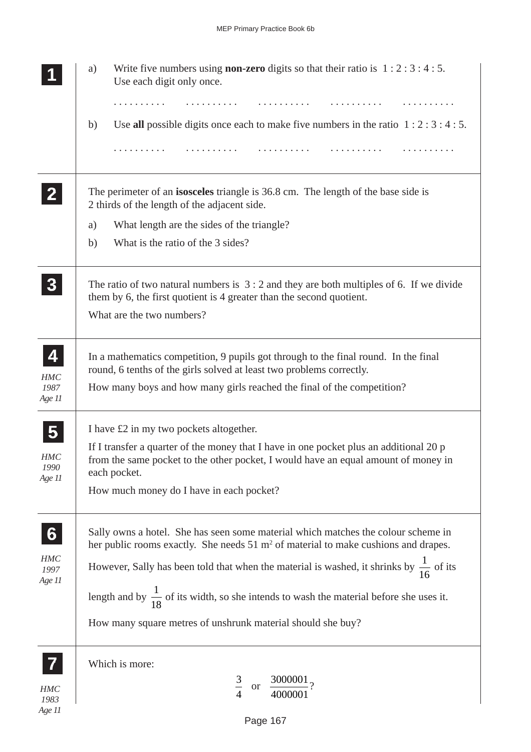**1**

a) Write five numbers using **non-zero** digits so that their ratio is $1:2:3:4:5$. Use each digit only once.

. . . . . . . . . .     . . . . . . . . . .     . . . . . . . . . .     . . . . . . . . . .     . . . . . . . . . .

b) Use **all** possible digits once each to make five numbers in the ratio $1:2:3:4:5$.

. . . . . . . . . .     . . . . . . . . . .     . . . . . . . . . .     . . . . . . . . . .     . . . . . . . . . .

**2**

The perimeter of an **isosceles** triangle is 36.8 cm. The length of the base side is 2 thirds of the length of the adjacent side.

a) What length are the sides of the triangle?

b) What is the ratio of the 3 sides?

**3**

The ratio of two natural numbers is $3:2$ and they are both multiples of 6. If we divide them by 6, the first quotient is 4 greater than the second quotient.

What are the two numbers?

**4**

*HMC 1987 Age 11*

In a mathematics competition, 9 pupils got through to the final round. In the final round, 6 tenths of the girls solved at least two problems correctly.

How many boys and how many girls reached the final of the competition?

**5**

*HMC 1990 Age 11*

I have £2 in my two pockets altogether.

If I transfer a quarter of the money that I have in one pocket plus an additional 20 p from the same pocket to the other pocket, I would have an equal amount of money in each pocket.

How much money do I have in each pocket?

**6**

*HMC 1997 Age 11*

Sally owns a hotel. She has seen some material which matches the colour scheme in her public rooms exactly. She needs 51 $m^2$ of material to make cushions and drapes.

However, Sally has been told that when the material is washed, it shrinks by $\frac{1}{16}$ of its length and by $\frac{1}{18}$ of its width, so she intends to wash the material before she uses it.

How many square metres of unshrunk material should she buy?

**7**

*HMC 1983 Age 11*

Which is more:

$$\frac{3}{4} \quad \text{or} \quad \frac{3000001}{4000001}?$$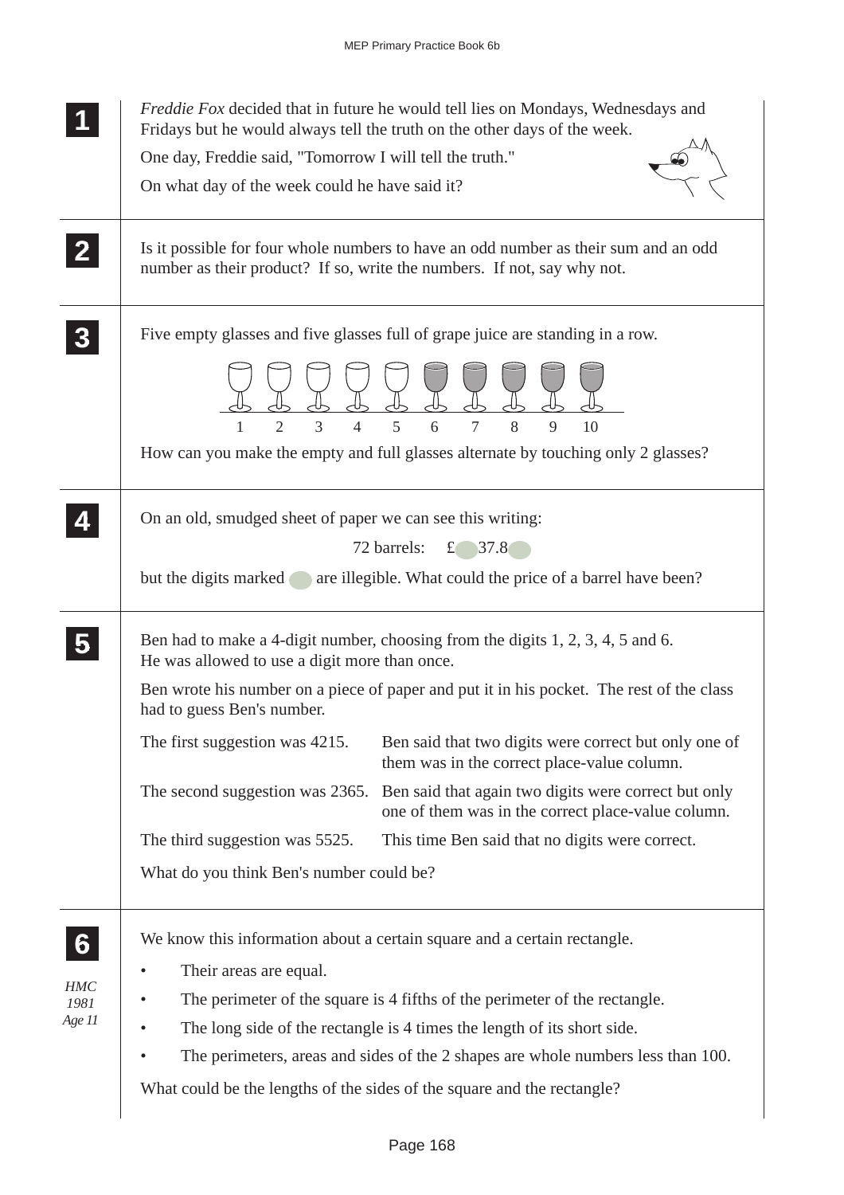**1**

*Freddie Fox* decided that in future he would tell lies on Mondays, Wednesdays and Fridays but he would always tell the truth on the other days of the week.

One day, Freddie said, "Tomorrow I will tell the truth."

On what day of the week could he have said it?

---

**2**

Is it possible for four whole numbers to have an odd number as their sum and an odd number as their product? If so, write the numbers. If not, say why not.

---

**3**

Five empty glasses and five glasses full of grape juice are standing in a row.

1 2 3 4 5 6 7 8 9 10

How can you make the empty and full glasses alternate by touching only 2 glasses?

---

**4**

On an old, smudged sheet of paper we can see this writing:

72 barrels: £ ● 37.8 ●

but the digits marked ● are illegible. What could the price of a barrel have been?

---

**5**

Ben had to make a 4-digit number, choosing from the digits 1, 2, 3, 4, 5 and 6. He was allowed to use a digit more than once.

Ben wrote his number on a piece of paper and put it in his pocket. The rest of the class had to guess Ben's number.

The first suggestion was 4215. Ben said that two digits were correct but only one of them was in the correct place-value column.

The second suggestion was 2365. Ben said that again two digits were correct but only one of them was in the correct place-value column.

The third suggestion was 5525. This time Ben said that no digits were correct.

What do you think Ben's number could be?

---

**6**

*HMC 1981 Age 11*

We know this information about a certain square and a certain rectangle.

- Their areas are equal.
- The perimeter of the square is 4 fifths of the perimeter of the rectangle.
- The long side of the rectangle is 4 times the length of its short side.
- The perimeters, areas and sides of the 2 shapes are whole numbers less than 100.

What could be the lengths of the sides of the square and the rectangle?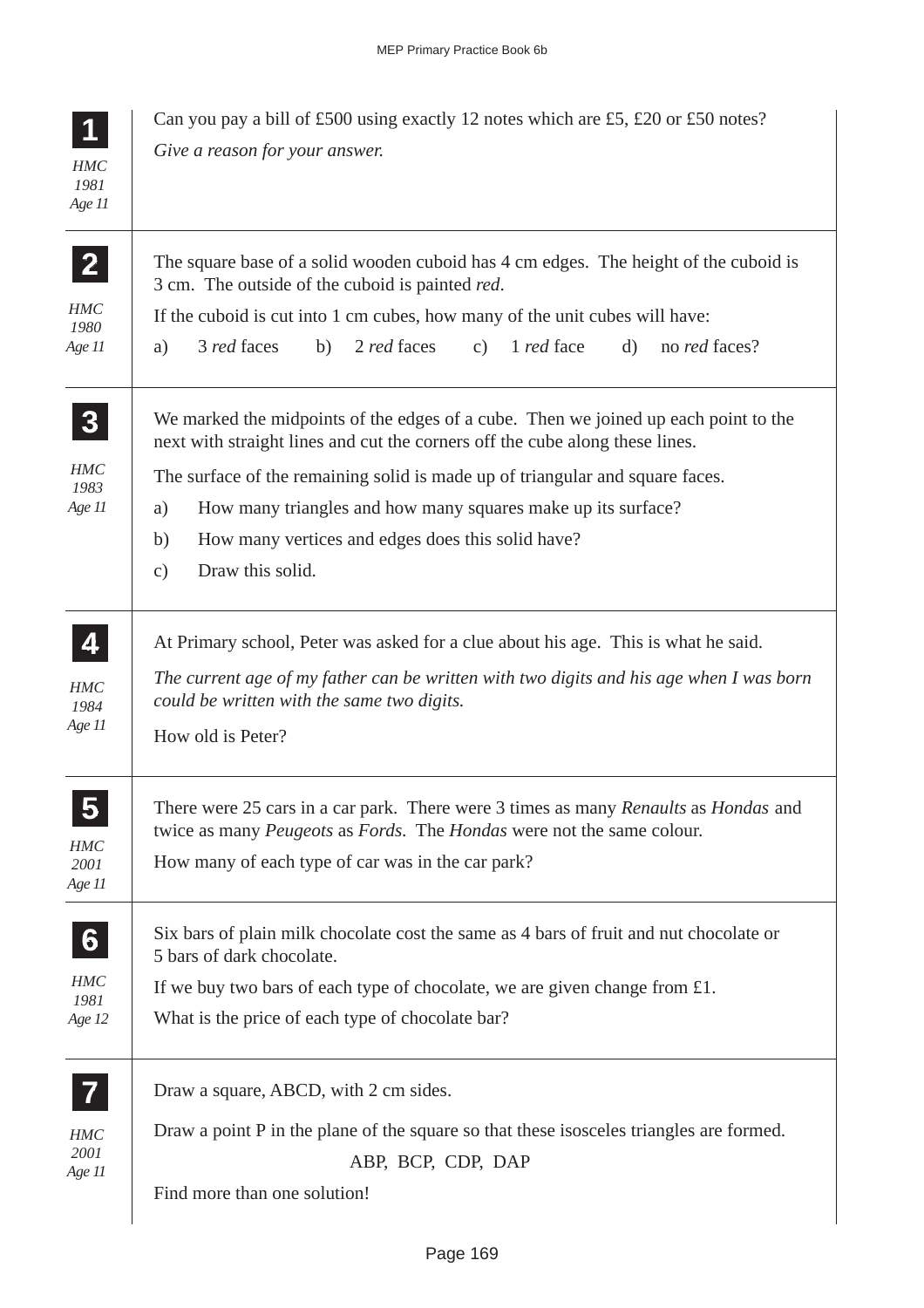**1**

*HMC 1981 Age 11*

Can you pay a bill of £500 using exactly 12 notes which are £5, £20 or £50 notes?

*Give a reason for your answer.*

---

**2**

*HMC 1980 Age 11*

The square base of a solid wooden cuboid has 4 cm edges. The height of the cuboid is 3 cm. The outside of the cuboid is painted *red*.

If the cuboid is cut into 1 cm cubes, how many of the unit cubes will have:

a) 3 *red* faces b) 2 *red* faces c) 1 *red* face d) no *red* faces?

---

**3**

*HMC 1983 Age 11*

We marked the midpoints of the edges of a cube. Then we joined up each point to the next with straight lines and cut the corners off the cube along these lines.

The surface of the remaining solid is made up of triangular and square faces.

a) How many triangles and how many squares make up its surface?

b) How many vertices and edges does this solid have?

c) Draw this solid.

---

**4**

*HMC 1984 Age 11*

At Primary school, Peter was asked for a clue about his age. This is what he said.

*The current age of my father can be written with two digits and his age when I was born could be written with the same two digits.*

How old is Peter?

---

**5**

*HMC 2001 Age 11*

There were 25 cars in a car park. There were 3 times as many *Renaults* as *Hondas* and twice as many *Peugeots* as *Fords*. The *Hondas* were not the same colour.

How many of each type of car was in the car park?

---

**6**

*HMC 1981 Age 12*

Six bars of plain milk chocolate cost the same as 4 bars of fruit and nut chocolate or 5 bars of dark chocolate.

If we buy two bars of each type of chocolate, we are given change from £1.

What is the price of each type of chocolate bar?

---

**7**

*HMC 2001 Age 11*

Draw a square, ABCD, with 2 cm sides.

Draw a point P in the plane of the square so that these isosceles triangles are formed.

ABP, BCP, CDP, DAP

Find more than one solution!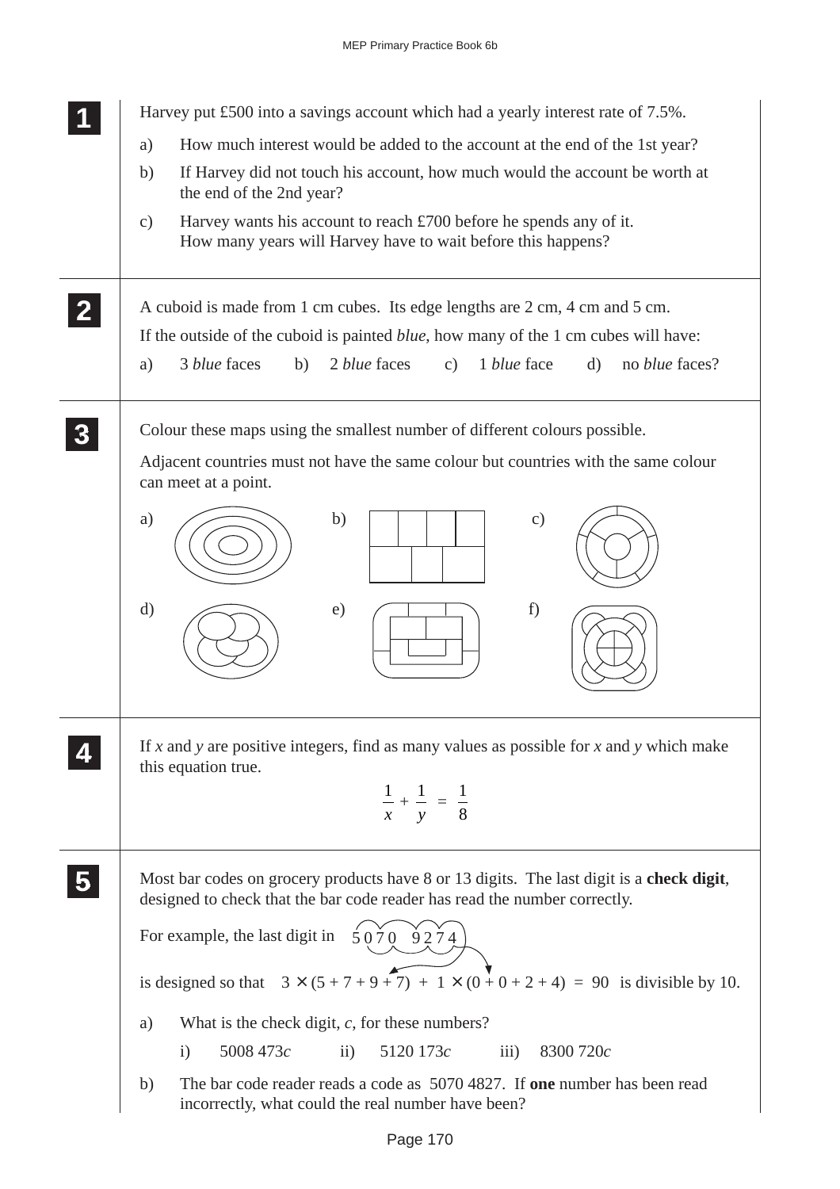**1**

Harvey put £500 into a savings account which had a yearly interest rate of 7.5%.

a) How much interest would be added to the account at the end of the 1st year?

b) If Harvey did not touch his account, how much would the account be worth at the end of the 2nd year?

c) Harvey wants his account to reach £700 before he spends any of it.
How many years will Harvey have to wait before this happens?

**2**

A cuboid is made from 1 cm cubes. Its edge lengths are 2 cm, 4 cm and 5 cm.

If the outside of the cuboid is painted *blue*, how many of the 1 cm cubes will have:

a) 3 *blue* faces  b) 2 *blue* faces  c) 1 *blue* face  d) no *blue* faces?

**3**

Colour these maps using the smallest number of different colours possible.

Adjacent countries must not have the same colour but countries with the same colour can meet at a point.

a)  b)  c)

d)  e)  f)

**4**

If $x$ and $y$ are positive integers, find as many values as possible for $x$ and $y$ which make this equation true.

$$\frac{1}{x} + \frac{1}{y} = \frac{1}{8}$$

**5**

Most bar codes on grocery products have 8 or 13 digits. The last digit is a **check digit**, designed to check that the bar code reader has read the number correctly.

For example, the last digit in 5070 9274

is designed so that $3 \times (5 + 7 + 9 + 7) + 1 \times (0 + 0 + 2 + 4) = 90$ is divisible by 10.

a) What is the check digit, $c$, for these numbers?

i) 5008 473$c$  ii) 5120 173$c$  iii) 8300 720$c$

b) The bar code reader reads a code as 5070 4827. If **one** number has been read incorrectly, what could the real number have been?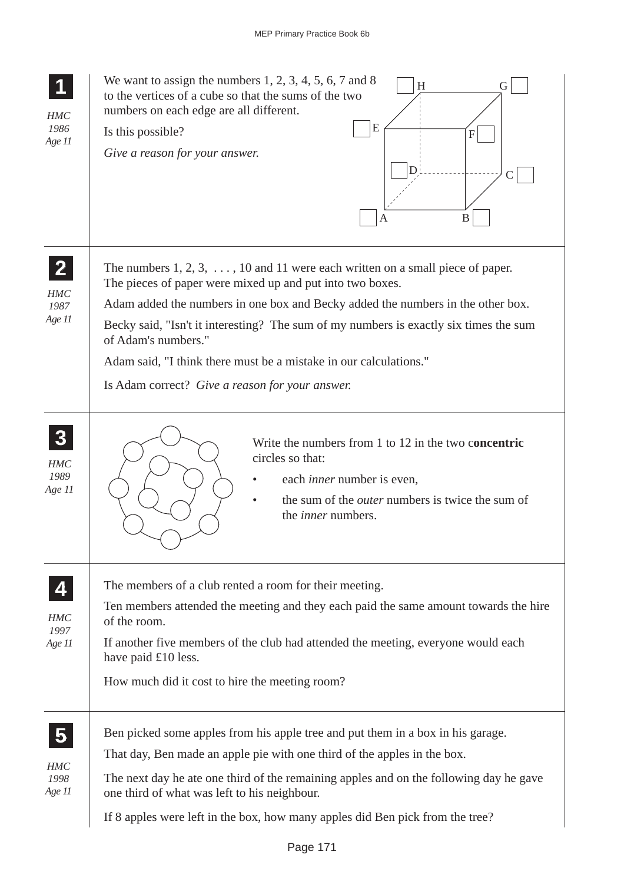**1**

*HMC 1986 Age 11*

We want to assign the numbers 1, 2, 3, 4, 5, 6, 7 and 8 to the vertices of a cube so that the sums of the two numbers on each edge are all different.

Is this possible?

*Give a reason for your answer.*

H, G, E, F, D, C, A, B

---

**2**

*HMC 1987 Age 11*

The numbers 1, 2, 3, . . . , 10 and 11 were each written on a small piece of paper. The pieces of paper were mixed up and put into two boxes.

Adam added the numbers in one box and Becky added the numbers in the other box.

Becky said, "Isn't it interesting? The sum of my numbers is exactly six times the sum of Adam's numbers."

Adam said, "I think there must be a mistake in our calculations."

Is Adam correct? *Give a reason for your answer.*

---

**3**

*HMC 1989 Age 11*

Write the numbers from 1 to 12 in the two c**oncentric** circles so that:

- each *inner* number is even,
- the sum of the *outer* numbers is twice the sum of the *inner* numbers.

---

**4**

*HMC 1997 Age 11*

The members of a club rented a room for their meeting.

Ten members attended the meeting and they each paid the same amount towards the hire of the room.

If another five members of the club had attended the meeting, everyone would each have paid £10 less.

How much did it cost to hire the meeting room?

---

**5**

*HMC 1998 Age 11*

Ben picked some apples from his apple tree and put them in a box in his garage.

That day, Ben made an apple pie with one third of the apples in the box.

The next day he ate one third of the remaining apples and on the following day he gave one third of what was left to his neighbour.

If 8 apples were left in the box, how many apples did Ben pick from the tree?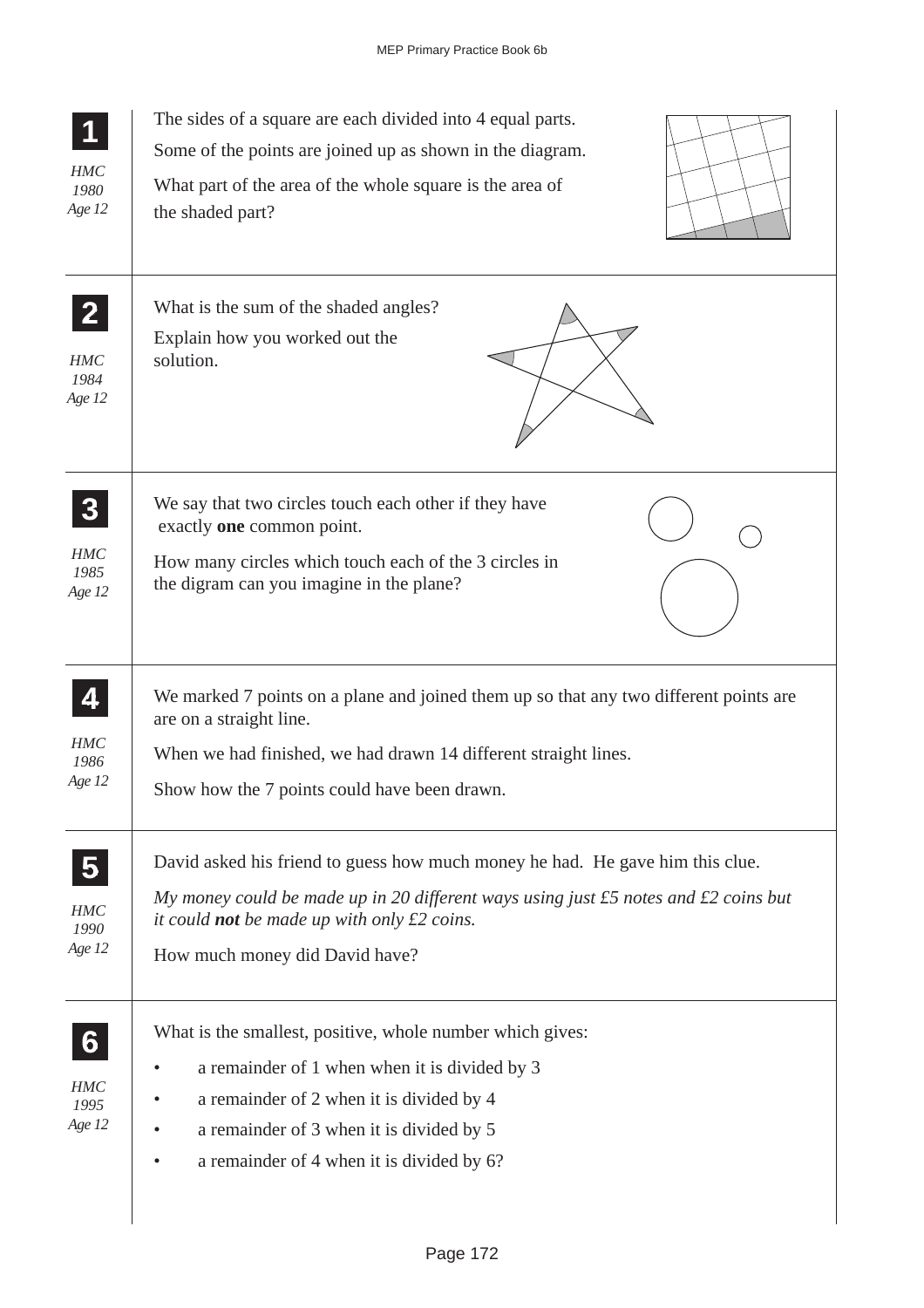**1**

*HMC 1980 Age 12*

The sides of a square are each divided into 4 equal parts.

Some of the points are joined up as shown in the diagram.

What part of the area of the whole square is the area of the shaded part?

---

**2**

*HMC 1984 Age 12*

What is the sum of the shaded angles?

Explain how you worked out the solution.

---

**3**

*HMC 1985 Age 12*

We say that two circles touch each other if they have exactly **one** common point.

How many circles which touch each of the 3 circles in the digram can you imagine in the plane?

---

**4**

*HMC 1986 Age 12*

We marked 7 points on a plane and joined them up so that any two different points are are on a straight line.

When we had finished, we had drawn 14 different straight lines.

Show how the 7 points could have been drawn.

---

**5**

*HMC 1990 Age 12*

David asked his friend to guess how much money he had. He gave him this clue.

*My money could be made up in 20 different ways using just £5 notes and £2 coins but it could* ***not*** *be made up with only £2 coins.*

How much money did David have?

---

**6**

*HMC 1995 Age 12*

What is the smallest, positive, whole number which gives:

- a remainder of 1 when when it is divided by 3
- a remainder of 2 when it is divided by 4
- a remainder of 3 when it is divided by 5
- a remainder of 4 when it is divided by 6?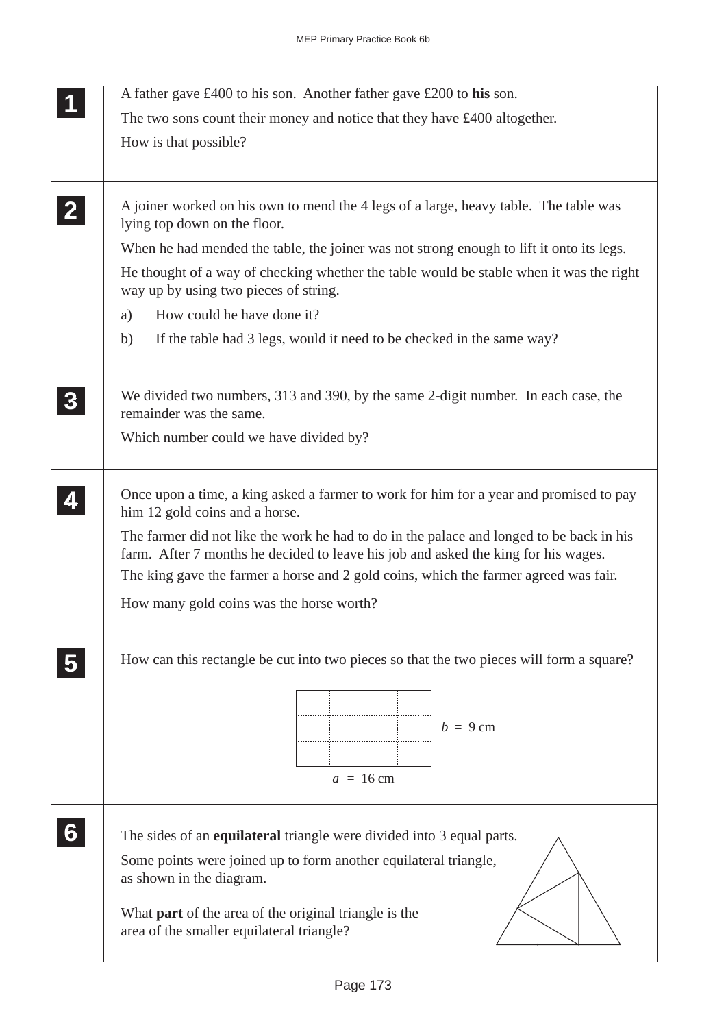**1**

A father gave £400 to his son. Another father gave £200 to **his** son.

The two sons count their money and notice that they have £400 altogether.

How is that possible?

**2**

A joiner worked on his own to mend the 4 legs of a large, heavy table. The table was lying top down on the floor.

When he had mended the table, the joiner was not strong enough to lift it onto its legs.

He thought of a way of checking whether the table would be stable when it was the right way up by using two pieces of string.

a) How could he have done it?

b) If the table had 3 legs, would it need to be checked in the same way?

**3**

We divided two numbers, 313 and 390, by the same 2-digit number. In each case, the remainder was the same.

Which number could we have divided by?

**4**

Once upon a time, a king asked a farmer to work for him for a year and promised to pay him 12 gold coins and a horse.

The farmer did not like the work he had to do in the palace and longed to be back in his farm. After 7 months he decided to leave his job and asked the king for his wages.

The king gave the farmer a horse and 2 gold coins, which the farmer agreed was fair.

How many gold coins was the horse worth?

**5**

How can this rectangle be cut into two pieces so that the two pieces will form a square?

$b = 9$ cm

$a = 16$ cm

**6**

The sides of an **equilateral** triangle were divided into 3 equal parts.

Some points were joined up to form another equilateral triangle, as shown in the diagram.

What **part** of the area of the original triangle is the area of the smaller equilateral triangle?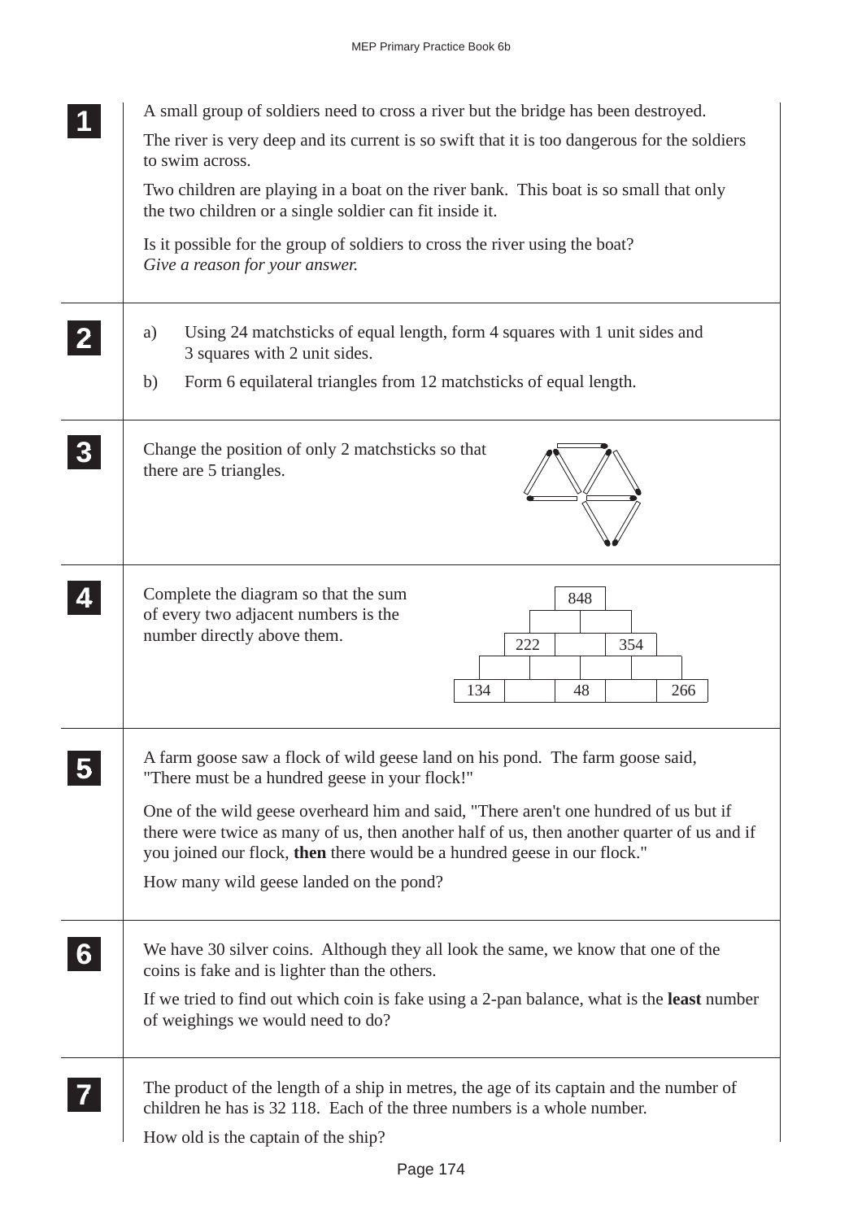**1** A small group of soldiers need to cross a river but the bridge has been destroyed.

The river is very deep and its current is so swift that it is too dangerous for the soldiers to swim across.

Two children are playing in a boat on the river bank. This boat is so small that only the two children or a single soldier can fit inside it.

Is it possible for the group of soldiers to cross the river using the boat?
*Give a reason for your answer.*

---

**2**

a) Using 24 matchsticks of equal length, form 4 squares with 1 unit sides and 3 squares with 2 unit sides.

b) Form 6 equilateral triangles from 12 matchsticks of equal length.

---

**3** Change the position of only 2 matchsticks so that there are 5 triangles.

---

**4** Complete the diagram so that the sum of every two adjacent numbers is the number directly above them.

| | | | | |
|---|---|---|---|---|
| | | 848 | | |
| | | | | |
| | 222 | | 354 | |
| | | | | |
| 134 | | 48 | | 266 |

---

**5** A farm goose saw a flock of wild geese land on his pond. The farm goose said, "There must be a hundred geese in your flock!"

One of the wild geese overheard him and said, "There aren't one hundred of us but if there were twice as many of us, then another half of us, then another quarter of us and if you joined our flock, **then** there would be a hundred geese in our flock."

How many wild geese landed on the pond?

---

**6** We have 30 silver coins. Although they all look the same, we know that one of the coins is fake and is lighter than the others.

If we tried to find out which coin is fake using a 2-pan balance, what is the **least** number of weighings we would need to do?

---

**7** The product of the length of a ship in metres, the age of its captain and the number of children he has is 32 118. Each of the three numbers is a whole number.

How old is the captain of the ship?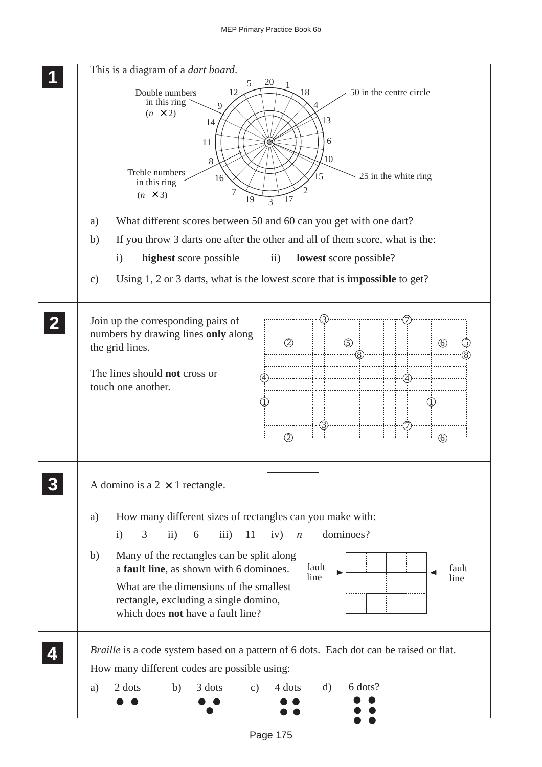**1**

This is a diagram of a *dart board*.

Double numbers in this ring ($n \times 2$)

Treble numbers in this ring ($n \times 3$)

50 in the centre circle

25 in the white ring

20 1 18 4 13 6 10 15 2 17 3 19 7 16 8 11 14 9 12 5

a) What different scores between 50 and 60 can you get with one dart?

b) If you throw 3 darts one after the other and all of them score, what is the:

i) **highest** score possible   ii) **lowest** score possible?

c) Using 1, 2 or 3 darts, what is the lowest score that is **impossible** to get?

**2**

Join up the corresponding pairs of numbers by drawing lines **only** along the grid lines.

The lines should **not** cross or touch one another.

**3**

A domino is a $2 \times 1$ rectangle.

a) How many different sizes of rectangles can you make with:

i) 3   ii) 6   iii) 11   iv) $n$   dominoes?

b) Many of the rectangles can be split along a **fault line**, as shown with 6 dominoes.

What are the dimensions of the smallest rectangle, excluding a single domino, which does **not** have a fault line?

fault line

fault line

**4**

*Braille* is a code system based on a pattern of 6 dots. Each dot can be raised or flat.

How many different codes are possible using:

a) 2 dots   b) 3 dots   c) 4 dots   d) 6 dots?